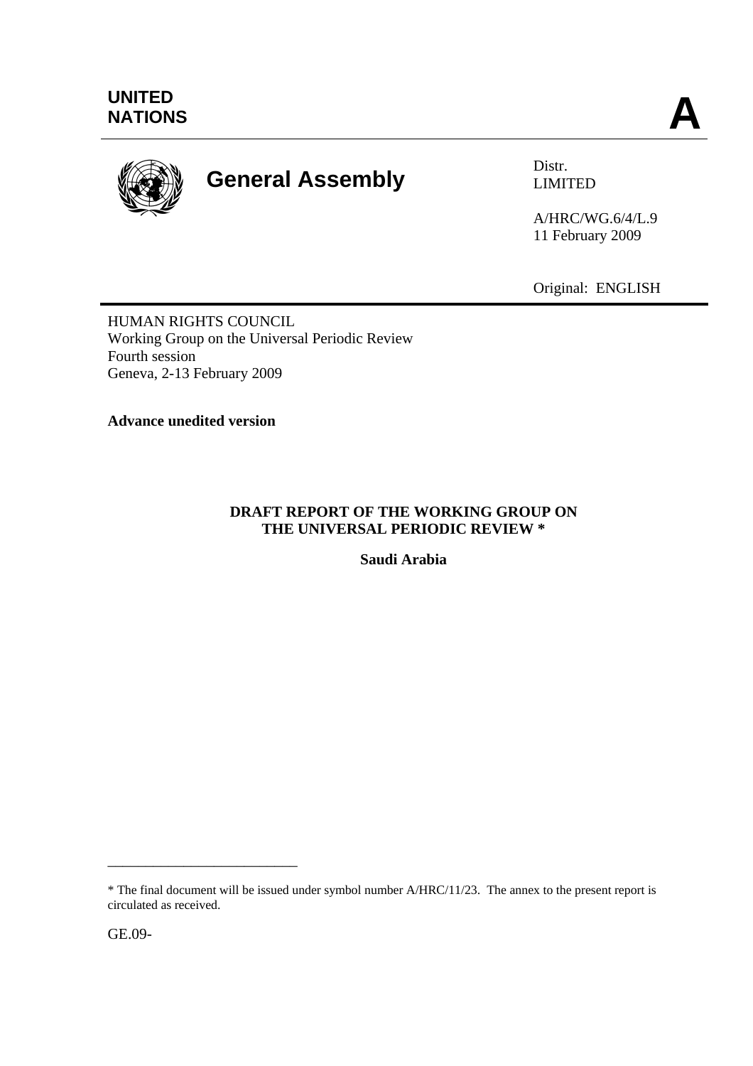UNITED NATIONS

**A**

# General Assembly

Distr.
LIMITED

A/HRC/WG.6/4/L.9
11 February 2009

Original: ENGLISH

HUMAN RIGHTS COUNCIL
Working Group on the Universal Periodic Review
Fourth session
Geneva, 2-13 February 2009

**Advance unedited version**

**DRAFT REPORT OF THE WORKING GROUP ON THE UNIVERSAL PERIODIC REVIEW \***

**Saudi Arabia**

---

\* The final document will be issued under symbol number A/HRC/11/23. The annex to the present report is circulated as received.

GE.09-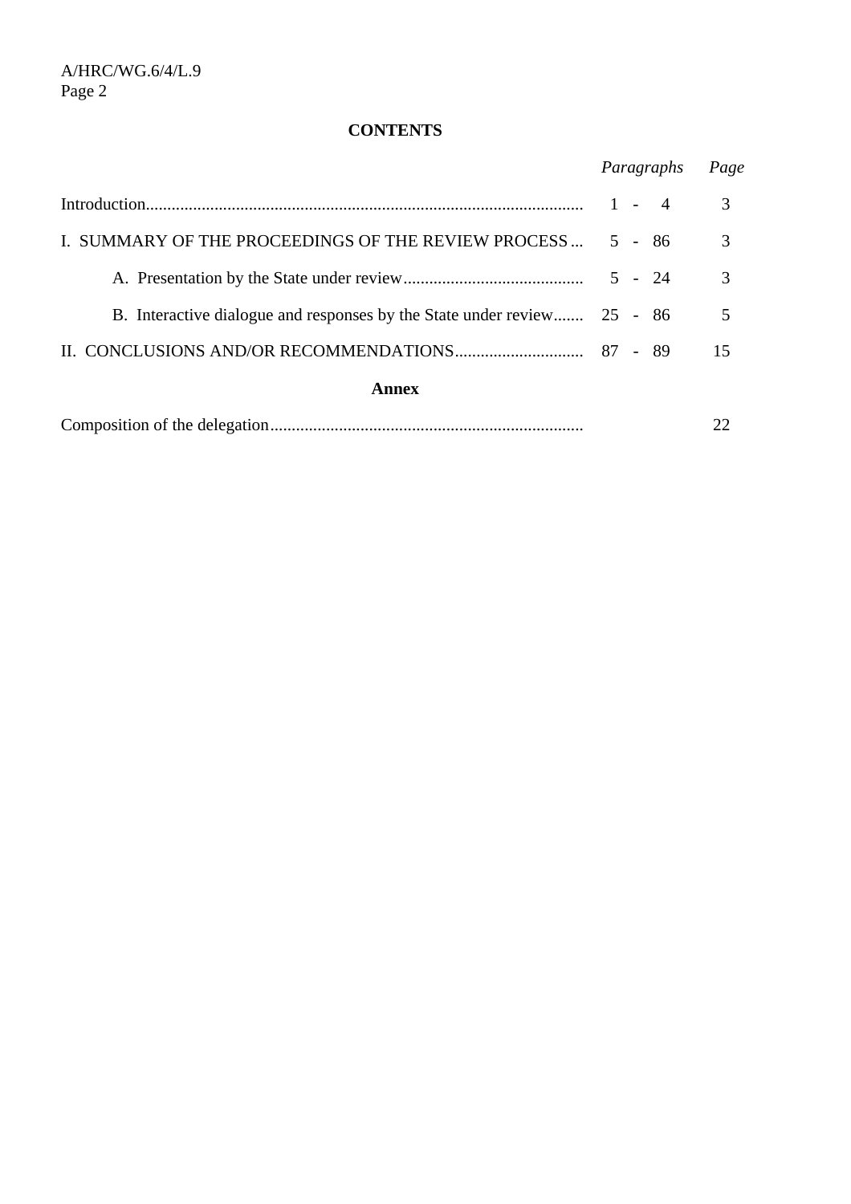## CONTENTS

| | *Paragraphs* | *Page* |
|---|---|---|
| Introduction | 1 - 4 | 3 |
| I. SUMMARY OF THE PROCEEDINGS OF THE REVIEW PROCESS | 5 - 86 | 3 |
| A. Presentation by the State under review | 5 - 24 | 3 |
| B. Interactive dialogue and responses by the State under review | 25 - 86 | 5 |
| II. CONCLUSIONS AND/OR RECOMMENDATIONS | 87 - 89 | 15 |

**Annex**

| | | |
|---|---|---|
| Composition of the delegation | | 22 |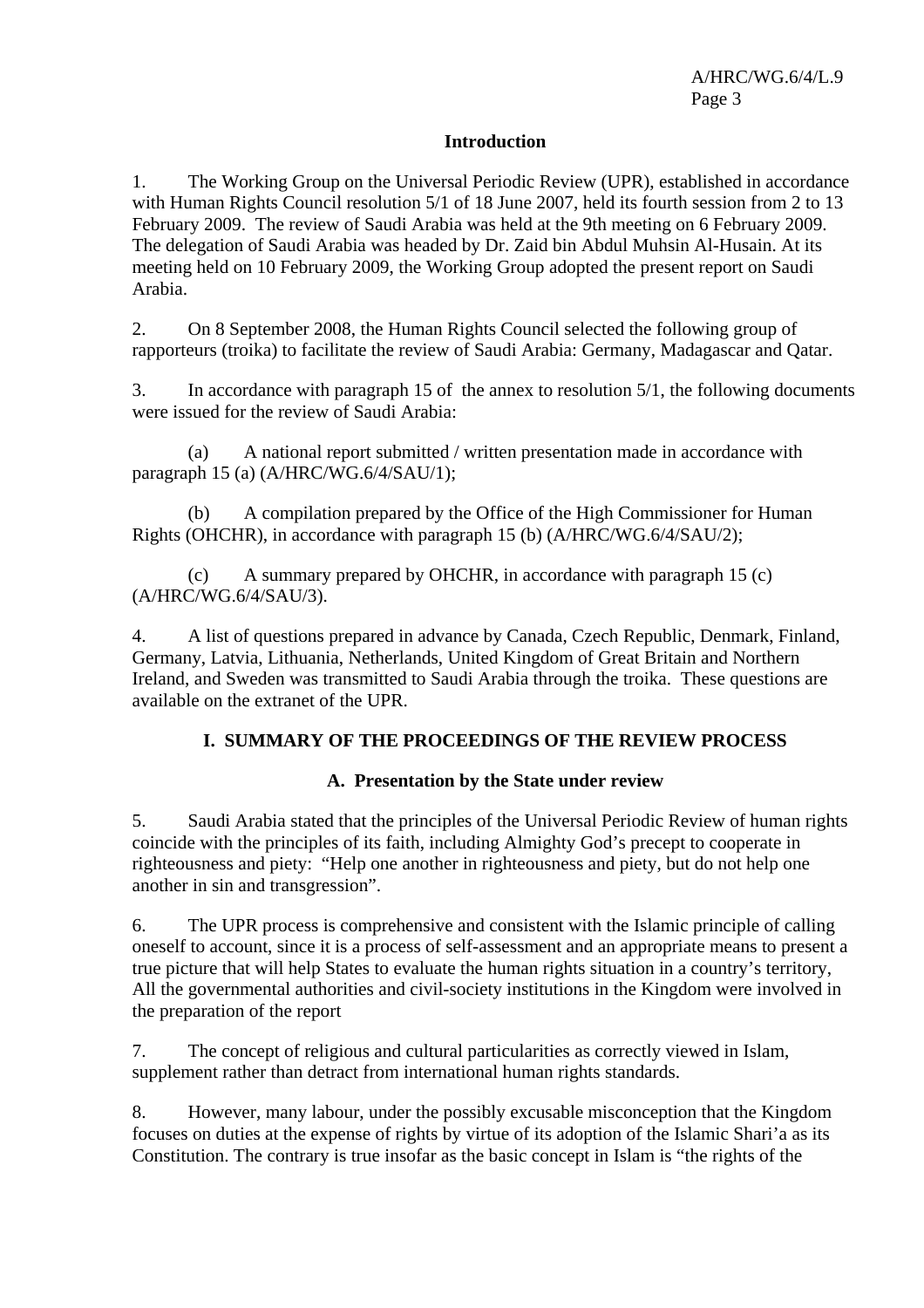## Introduction

1. The Working Group on the Universal Periodic Review (UPR), established in accordance with Human Rights Council resolution 5/1 of 18 June 2007, held its fourth session from 2 to 13 February 2009. The review of Saudi Arabia was held at the 9th meeting on 6 February 2009. The delegation of Saudi Arabia was headed by Dr. Zaid bin Abdul Muhsin Al-Husain. At its meeting held on 10 February 2009, the Working Group adopted the present report on Saudi Arabia.

2. On 8 September 2008, the Human Rights Council selected the following group of rapporteurs (troika) to facilitate the review of Saudi Arabia: Germany, Madagascar and Qatar.

3. In accordance with paragraph 15 of the annex to resolution 5/1, the following documents were issued for the review of Saudi Arabia:

(a) A national report submitted / written presentation made in accordance with paragraph 15 (a) (A/HRC/WG.6/4/SAU/1);

(b) A compilation prepared by the Office of the High Commissioner for Human Rights (OHCHR), in accordance with paragraph 15 (b) (A/HRC/WG.6/4/SAU/2);

(c) A summary prepared by OHCHR, in accordance with paragraph 15 (c) (A/HRC/WG.6/4/SAU/3).

4. A list of questions prepared in advance by Canada, Czech Republic, Denmark, Finland, Germany, Latvia, Lithuania, Netherlands, United Kingdom of Great Britain and Northern Ireland, and Sweden was transmitted to Saudi Arabia through the troika. These questions are available on the extranet of the UPR.

## I. SUMMARY OF THE PROCEEDINGS OF THE REVIEW PROCESS

### A. Presentation by the State under review

5. Saudi Arabia stated that the principles of the Universal Periodic Review of human rights coincide with the principles of its faith, including Almighty God's precept to cooperate in righteousness and piety: "Help one another in righteousness and piety, but do not help one another in sin and transgression".

6. The UPR process is comprehensive and consistent with the Islamic principle of calling oneself to account, since it is a process of self-assessment and an appropriate means to present a true picture that will help States to evaluate the human rights situation in a country's territory, All the governmental authorities and civil-society institutions in the Kingdom were involved in the preparation of the report

7. The concept of religious and cultural particularities as correctly viewed in Islam, supplement rather than detract from international human rights standards.

8. However, many labour, under the possibly excusable misconception that the Kingdom focuses on duties at the expense of rights by virtue of its adoption of the Islamic Shari'a as its Constitution. The contrary is true insofar as the basic concept in Islam is "the rights of the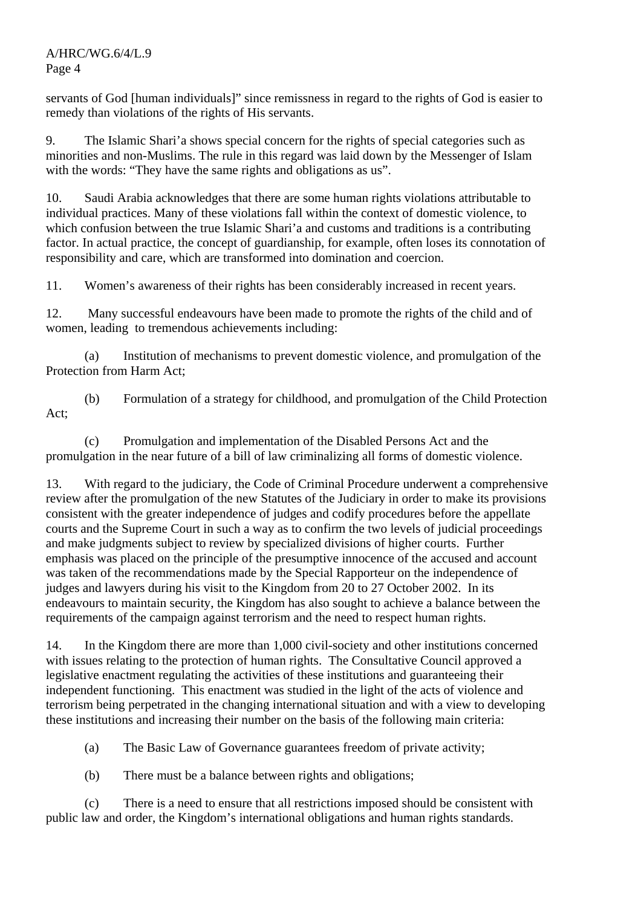servants of God [human individuals]" since remissness in regard to the rights of God is easier to remedy than violations of the rights of His servants.

9. The Islamic Shari'a shows special concern for the rights of special categories such as minorities and non-Muslims. The rule in this regard was laid down by the Messenger of Islam with the words: "They have the same rights and obligations as us".

10. Saudi Arabia acknowledges that there are some human rights violations attributable to individual practices. Many of these violations fall within the context of domestic violence, to which confusion between the true Islamic Shari'a and customs and traditions is a contributing factor. In actual practice, the concept of guardianship, for example, often loses its connotation of responsibility and care, which are transformed into domination and coercion.

11. Women's awareness of their rights has been considerably increased in recent years.

12. Many successful endeavours have been made to promote the rights of the child and of women, leading to tremendous achievements including:

(a) Institution of mechanisms to prevent domestic violence, and promulgation of the Protection from Harm Act;

(b) Formulation of a strategy for childhood, and promulgation of the Child Protection Act;

(c) Promulgation and implementation of the Disabled Persons Act and the promulgation in the near future of a bill of law criminalizing all forms of domestic violence.

13. With regard to the judiciary, the Code of Criminal Procedure underwent a comprehensive review after the promulgation of the new Statutes of the Judiciary in order to make its provisions consistent with the greater independence of judges and codify procedures before the appellate courts and the Supreme Court in such a way as to confirm the two levels of judicial proceedings and make judgments subject to review by specialized divisions of higher courts. Further emphasis was placed on the principle of the presumptive innocence of the accused and account was taken of the recommendations made by the Special Rapporteur on the independence of judges and lawyers during his visit to the Kingdom from 20 to 27 October 2002. In its endeavours to maintain security, the Kingdom has also sought to achieve a balance between the requirements of the campaign against terrorism and the need to respect human rights.

14. In the Kingdom there are more than 1,000 civil-society and other institutions concerned with issues relating to the protection of human rights. The Consultative Council approved a legislative enactment regulating the activities of these institutions and guaranteeing their independent functioning. This enactment was studied in the light of the acts of violence and terrorism being perpetrated in the changing international situation and with a view to developing these institutions and increasing their number on the basis of the following main criteria:

(a) The Basic Law of Governance guarantees freedom of private activity;

(b) There must be a balance between rights and obligations;

(c) There is a need to ensure that all restrictions imposed should be consistent with public law and order, the Kingdom's international obligations and human rights standards.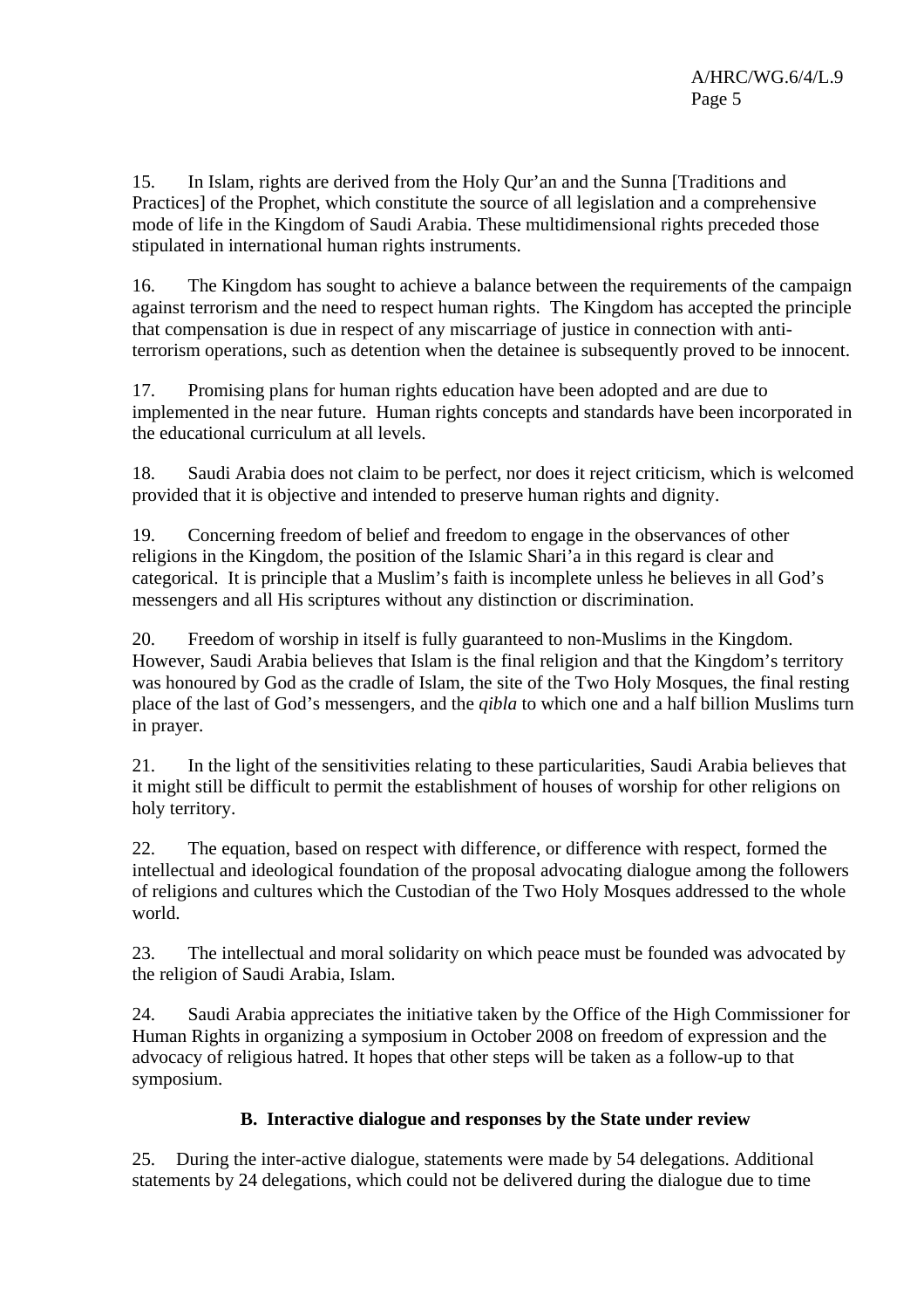15. In Islam, rights are derived from the Holy Qur'an and the Sunna [Traditions and Practices] of the Prophet, which constitute the source of all legislation and a comprehensive mode of life in the Kingdom of Saudi Arabia. These multidimensional rights preceded those stipulated in international human rights instruments.

16. The Kingdom has sought to achieve a balance between the requirements of the campaign against terrorism and the need to respect human rights. The Kingdom has accepted the principle that compensation is due in respect of any miscarriage of justice in connection with anti-terrorism operations, such as detention when the detainee is subsequently proved to be innocent.

17. Promising plans for human rights education have been adopted and are due to implemented in the near future. Human rights concepts and standards have been incorporated in the educational curriculum at all levels.

18. Saudi Arabia does not claim to be perfect, nor does it reject criticism, which is welcomed provided that it is objective and intended to preserve human rights and dignity.

19. Concerning freedom of belief and freedom to engage in the observances of other religions in the Kingdom, the position of the Islamic Shari'a in this regard is clear and categorical. It is principle that a Muslim's faith is incomplete unless he believes in all God's messengers and all His scriptures without any distinction or discrimination.

20. Freedom of worship in itself is fully guaranteed to non-Muslims in the Kingdom. However, Saudi Arabia believes that Islam is the final religion and that the Kingdom's territory was honoured by God as the cradle of Islam, the site of the Two Holy Mosques, the final resting place of the last of God's messengers, and the *qibla* to which one and a half billion Muslims turn in prayer.

21. In the light of the sensitivities relating to these particularities, Saudi Arabia believes that it might still be difficult to permit the establishment of houses of worship for other religions on holy territory.

22. The equation, based on respect with difference, or difference with respect, formed the intellectual and ideological foundation of the proposal advocating dialogue among the followers of religions and cultures which the Custodian of the Two Holy Mosques addressed to the whole world.

23. The intellectual and moral solidarity on which peace must be founded was advocated by the religion of Saudi Arabia, Islam.

24. Saudi Arabia appreciates the initiative taken by the Office of the High Commissioner for Human Rights in organizing a symposium in October 2008 on freedom of expression and the advocacy of religious hatred. It hopes that other steps will be taken as a follow-up to that symposium.

### B. Interactive dialogue and responses by the State under review

25. During the inter-active dialogue, statements were made by 54 delegations. Additional statements by 24 delegations, which could not be delivered during the dialogue due to time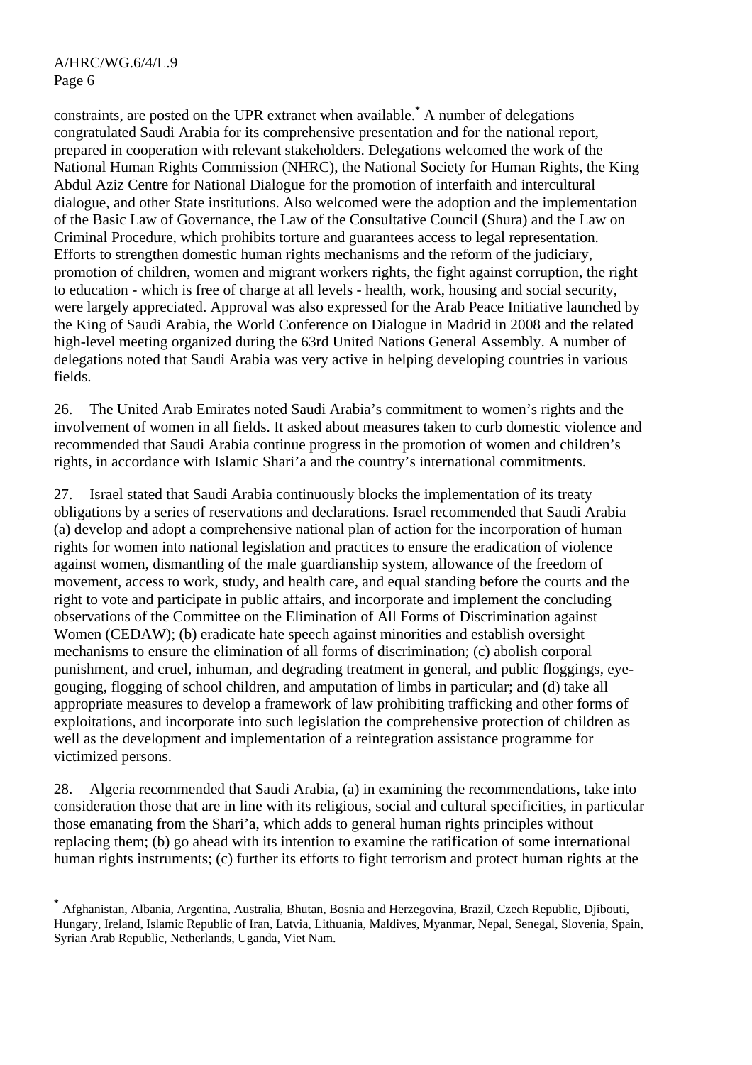constraints, are posted on the UPR extranet when available.[*] A number of delegations congratulated Saudi Arabia for its comprehensive presentation and for the national report, prepared in cooperation with relevant stakeholders. Delegations welcomed the work of the National Human Rights Commission (NHRC), the National Society for Human Rights, the King Abdul Aziz Centre for National Dialogue for the promotion of interfaith and intercultural dialogue, and other State institutions. Also welcomed were the adoption and the implementation of the Basic Law of Governance, the Law of the Consultative Council (Shura) and the Law on Criminal Procedure, which prohibits torture and guarantees access to legal representation. Efforts to strengthen domestic human rights mechanisms and the reform of the judiciary, promotion of children, women and migrant workers rights, the fight against corruption, the right to education - which is free of charge at all levels - health, work, housing and social security, were largely appreciated. Approval was also expressed for the Arab Peace Initiative launched by the King of Saudi Arabia, the World Conference on Dialogue in Madrid in 2008 and the related high-level meeting organized during the 63rd United Nations General Assembly. A number of delegations noted that Saudi Arabia was very active in helping developing countries in various fields.

26. The United Arab Emirates noted Saudi Arabia's commitment to women's rights and the involvement of women in all fields. It asked about measures taken to curb domestic violence and recommended that Saudi Arabia continue progress in the promotion of women and children's rights, in accordance with Islamic Shari'a and the country's international commitments.

27. Israel stated that Saudi Arabia continuously blocks the implementation of its treaty obligations by a series of reservations and declarations. Israel recommended that Saudi Arabia (a) develop and adopt a comprehensive national plan of action for the incorporation of human rights for women into national legislation and practices to ensure the eradication of violence against women, dismantling of the male guardianship system, allowance of the freedom of movement, access to work, study, and health care, and equal standing before the courts and the right to vote and participate in public affairs, and incorporate and implement the concluding observations of the Committee on the Elimination of All Forms of Discrimination against Women (CEDAW); (b) eradicate hate speech against minorities and establish oversight mechanisms to ensure the elimination of all forms of discrimination; (c) abolish corporal punishment, and cruel, inhuman, and degrading treatment in general, and public floggings, eye-gouging, flogging of school children, and amputation of limbs in particular; and (d) take all appropriate measures to develop a framework of law prohibiting trafficking and other forms of exploitations, and incorporate into such legislation the comprehensive protection of children as well as the development and implementation of a reintegration assistance programme for victimized persons.

28. Algeria recommended that Saudi Arabia, (a) in examining the recommendations, take into consideration those that are in line with its religious, social and cultural specificities, in particular those emanating from the Shari'a, which adds to general human rights principles without replacing them; (b) go ahead with its intention to examine the ratification of some international human rights instruments; (c) further its efforts to fight terrorism and protect human rights at the

---

[*] Afghanistan, Albania, Argentina, Australia, Bhutan, Bosnia and Herzegovina, Brazil, Czech Republic, Djibouti, Hungary, Ireland, Islamic Republic of Iran, Latvia, Lithuania, Maldives, Myanmar, Nepal, Senegal, Slovenia, Spain, Syrian Arab Republic, Netherlands, Uganda, Viet Nam.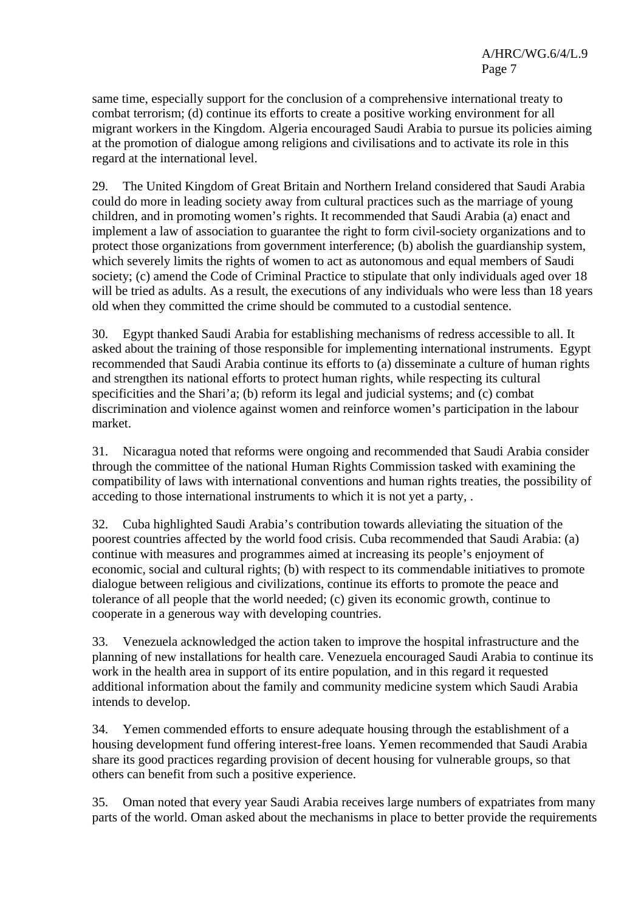same time, especially support for the conclusion of a comprehensive international treaty to combat terrorism; (d) continue its efforts to create a positive working environment for all migrant workers in the Kingdom. Algeria encouraged Saudi Arabia to pursue its policies aiming at the promotion of dialogue among religions and civilisations and to activate its role in this regard at the international level.

29. The United Kingdom of Great Britain and Northern Ireland considered that Saudi Arabia could do more in leading society away from cultural practices such as the marriage of young children, and in promoting women's rights. It recommended that Saudi Arabia (a) enact and implement a law of association to guarantee the right to form civil-society organizations and to protect those organizations from government interference; (b) abolish the guardianship system, which severely limits the rights of women to act as autonomous and equal members of Saudi society; (c) amend the Code of Criminal Practice to stipulate that only individuals aged over 18 will be tried as adults. As a result, the executions of any individuals who were less than 18 years old when they committed the crime should be commuted to a custodial sentence.

30. Egypt thanked Saudi Arabia for establishing mechanisms of redress accessible to all. It asked about the training of those responsible for implementing international instruments. Egypt recommended that Saudi Arabia continue its efforts to (a) disseminate a culture of human rights and strengthen its national efforts to protect human rights, while respecting its cultural specificities and the Shari'a; (b) reform its legal and judicial systems; and (c) combat discrimination and violence against women and reinforce women's participation in the labour market.

31. Nicaragua noted that reforms were ongoing and recommended that Saudi Arabia consider through the committee of the national Human Rights Commission tasked with examining the compatibility of laws with international conventions and human rights treaties, the possibility of acceding to those international instruments to which it is not yet a party, .

32. Cuba highlighted Saudi Arabia's contribution towards alleviating the situation of the poorest countries affected by the world food crisis. Cuba recommended that Saudi Arabia: (a) continue with measures and programmes aimed at increasing its people's enjoyment of economic, social and cultural rights; (b) with respect to its commendable initiatives to promote dialogue between religious and civilizations, continue its efforts to promote the peace and tolerance of all people that the world needed; (c) given its economic growth, continue to cooperate in a generous way with developing countries.

33. Venezuela acknowledged the action taken to improve the hospital infrastructure and the planning of new installations for health care. Venezuela encouraged Saudi Arabia to continue its work in the health area in support of its entire population, and in this regard it requested additional information about the family and community medicine system which Saudi Arabia intends to develop.

34. Yemen commended efforts to ensure adequate housing through the establishment of a housing development fund offering interest-free loans. Yemen recommended that Saudi Arabia share its good practices regarding provision of decent housing for vulnerable groups, so that others can benefit from such a positive experience.

35. Oman noted that every year Saudi Arabia receives large numbers of expatriates from many parts of the world. Oman asked about the mechanisms in place to better provide the requirements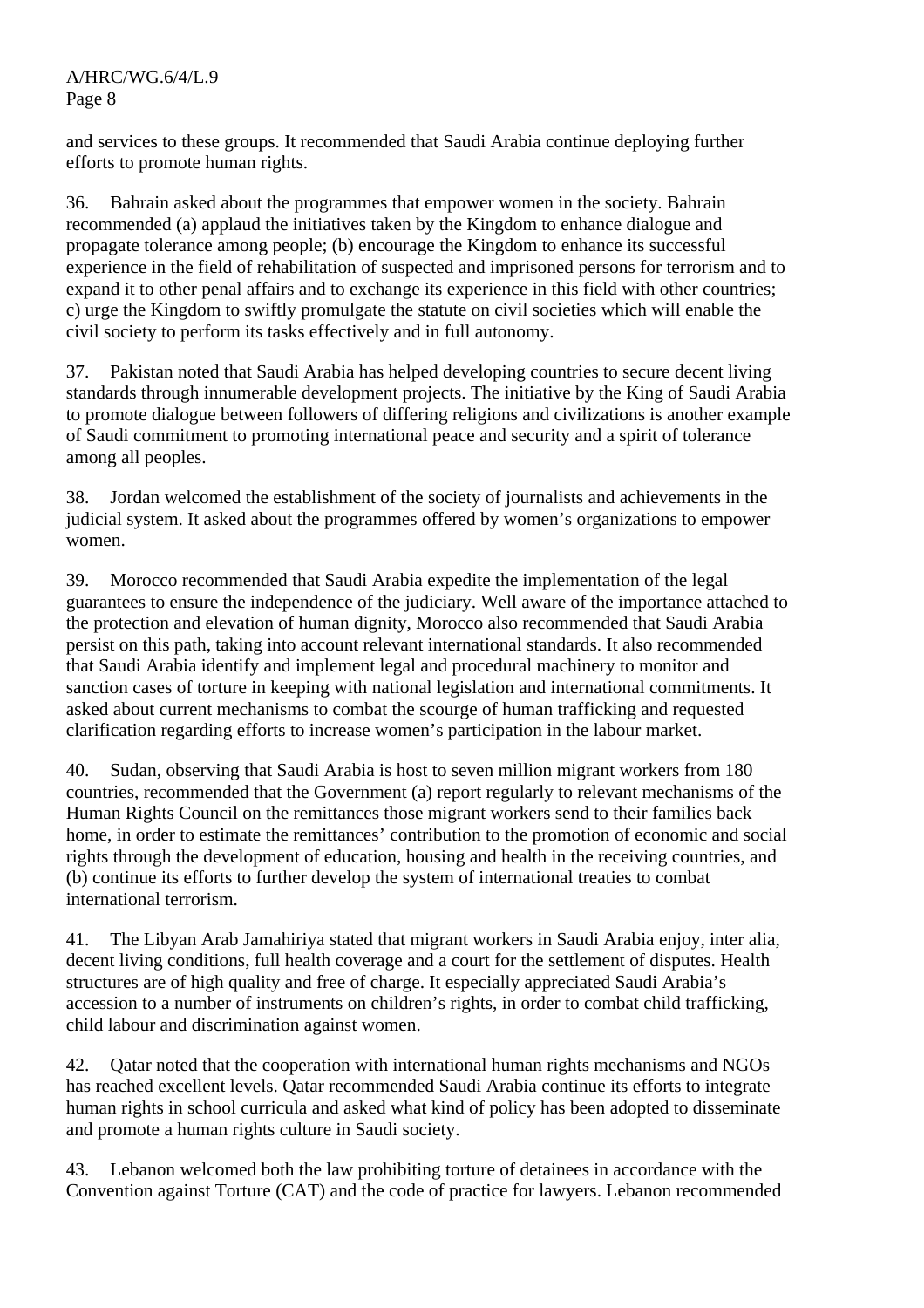and services to these groups. It recommended that Saudi Arabia continue deploying further efforts to promote human rights.

36. Bahrain asked about the programmes that empower women in the society. Bahrain recommended (a) applaud the initiatives taken by the Kingdom to enhance dialogue and propagate tolerance among people; (b) encourage the Kingdom to enhance its successful experience in the field of rehabilitation of suspected and imprisoned persons for terrorism and to expand it to other penal affairs and to exchange its experience in this field with other countries; c) urge the Kingdom to swiftly promulgate the statute on civil societies which will enable the civil society to perform its tasks effectively and in full autonomy.

37. Pakistan noted that Saudi Arabia has helped developing countries to secure decent living standards through innumerable development projects. The initiative by the King of Saudi Arabia to promote dialogue between followers of differing religions and civilizations is another example of Saudi commitment to promoting international peace and security and a spirit of tolerance among all peoples.

38. Jordan welcomed the establishment of the society of journalists and achievements in the judicial system. It asked about the programmes offered by women's organizations to empower women.

39. Morocco recommended that Saudi Arabia expedite the implementation of the legal guarantees to ensure the independence of the judiciary. Well aware of the importance attached to the protection and elevation of human dignity, Morocco also recommended that Saudi Arabia persist on this path, taking into account relevant international standards. It also recommended that Saudi Arabia identify and implement legal and procedural machinery to monitor and sanction cases of torture in keeping with national legislation and international commitments. It asked about current mechanisms to combat the scourge of human trafficking and requested clarification regarding efforts to increase women's participation in the labour market.

40. Sudan, observing that Saudi Arabia is host to seven million migrant workers from 180 countries, recommended that the Government (a) report regularly to relevant mechanisms of the Human Rights Council on the remittances those migrant workers send to their families back home, in order to estimate the remittances' contribution to the promotion of economic and social rights through the development of education, housing and health in the receiving countries, and (b) continue its efforts to further develop the system of international treaties to combat international terrorism.

41. The Libyan Arab Jamahiriya stated that migrant workers in Saudi Arabia enjoy, inter alia, decent living conditions, full health coverage and a court for the settlement of disputes. Health structures are of high quality and free of charge. It especially appreciated Saudi Arabia's accession to a number of instruments on children's rights, in order to combat child trafficking, child labour and discrimination against women.

42. Qatar noted that the cooperation with international human rights mechanisms and NGOs has reached excellent levels. Qatar recommended Saudi Arabia continue its efforts to integrate human rights in school curricula and asked what kind of policy has been adopted to disseminate and promote a human rights culture in Saudi society.

43. Lebanon welcomed both the law prohibiting torture of detainees in accordance with the Convention against Torture (CAT) and the code of practice for lawyers. Lebanon recommended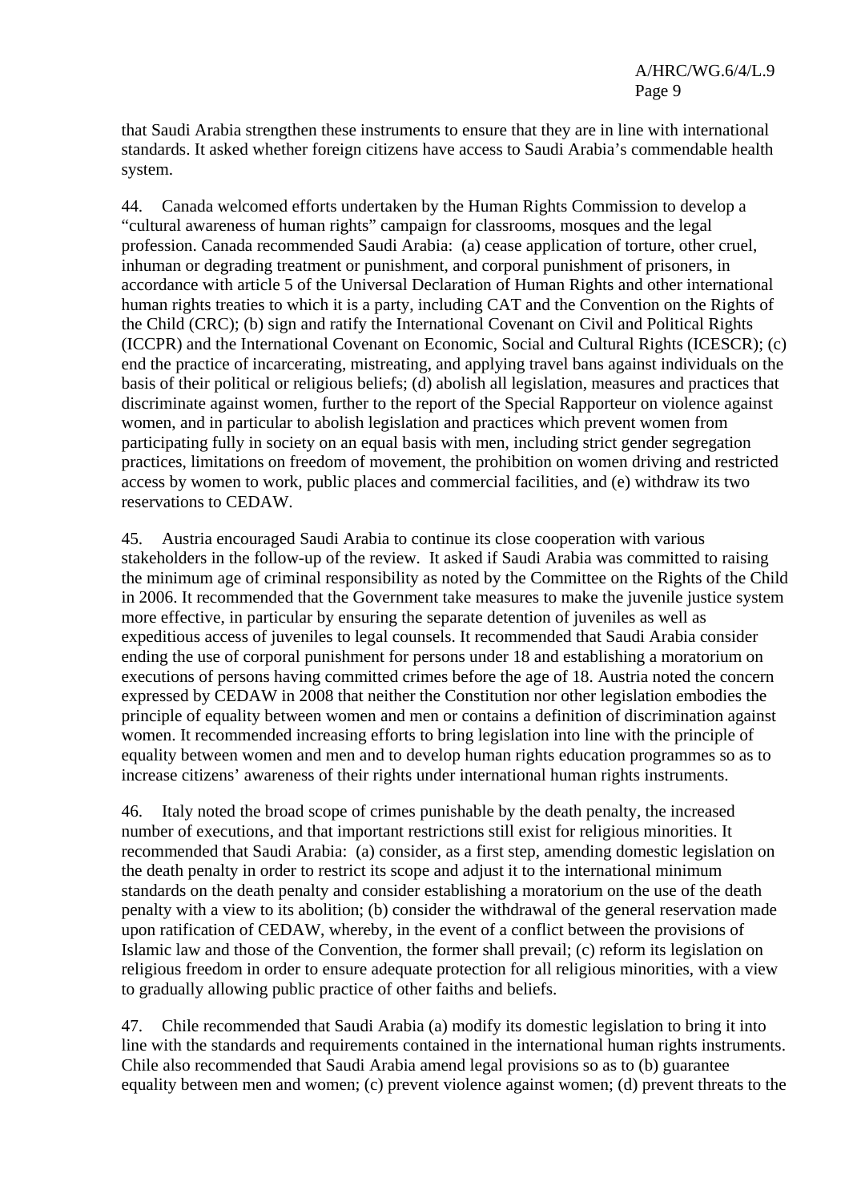that Saudi Arabia strengthen these instruments to ensure that they are in line with international standards. It asked whether foreign citizens have access to Saudi Arabia's commendable health system.

44. Canada welcomed efforts undertaken by the Human Rights Commission to develop a "cultural awareness of human rights" campaign for classrooms, mosques and the legal profession. Canada recommended Saudi Arabia: (a) cease application of torture, other cruel, inhuman or degrading treatment or punishment, and corporal punishment of prisoners, in accordance with article 5 of the Universal Declaration of Human Rights and other international human rights treaties to which it is a party, including CAT and the Convention on the Rights of the Child (CRC); (b) sign and ratify the International Covenant on Civil and Political Rights (ICCPR) and the International Covenant on Economic, Social and Cultural Rights (ICESCR); (c) end the practice of incarcerating, mistreating, and applying travel bans against individuals on the basis of their political or religious beliefs; (d) abolish all legislation, measures and practices that discriminate against women, further to the report of the Special Rapporteur on violence against women, and in particular to abolish legislation and practices which prevent women from participating fully in society on an equal basis with men, including strict gender segregation practices, limitations on freedom of movement, the prohibition on women driving and restricted access by women to work, public places and commercial facilities, and (e) withdraw its two reservations to CEDAW.

45. Austria encouraged Saudi Arabia to continue its close cooperation with various stakeholders in the follow-up of the review. It asked if Saudi Arabia was committed to raising the minimum age of criminal responsibility as noted by the Committee on the Rights of the Child in 2006. It recommended that the Government take measures to make the juvenile justice system more effective, in particular by ensuring the separate detention of juveniles as well as expeditious access of juveniles to legal counsels. It recommended that Saudi Arabia consider ending the use of corporal punishment for persons under 18 and establishing a moratorium on executions of persons having committed crimes before the age of 18. Austria noted the concern expressed by CEDAW in 2008 that neither the Constitution nor other legislation embodies the principle of equality between women and men or contains a definition of discrimination against women. It recommended increasing efforts to bring legislation into line with the principle of equality between women and men and to develop human rights education programmes so as to increase citizens' awareness of their rights under international human rights instruments.

46. Italy noted the broad scope of crimes punishable by the death penalty, the increased number of executions, and that important restrictions still exist for religious minorities. It recommended that Saudi Arabia: (a) consider, as a first step, amending domestic legislation on the death penalty in order to restrict its scope and adjust it to the international minimum standards on the death penalty and consider establishing a moratorium on the use of the death penalty with a view to its abolition; (b) consider the withdrawal of the general reservation made upon ratification of CEDAW, whereby, in the event of a conflict between the provisions of Islamic law and those of the Convention, the former shall prevail; (c) reform its legislation on religious freedom in order to ensure adequate protection for all religious minorities, with a view to gradually allowing public practice of other faiths and beliefs.

47. Chile recommended that Saudi Arabia (a) modify its domestic legislation to bring it into line with the standards and requirements contained in the international human rights instruments. Chile also recommended that Saudi Arabia amend legal provisions so as to (b) guarantee equality between men and women; (c) prevent violence against women; (d) prevent threats to the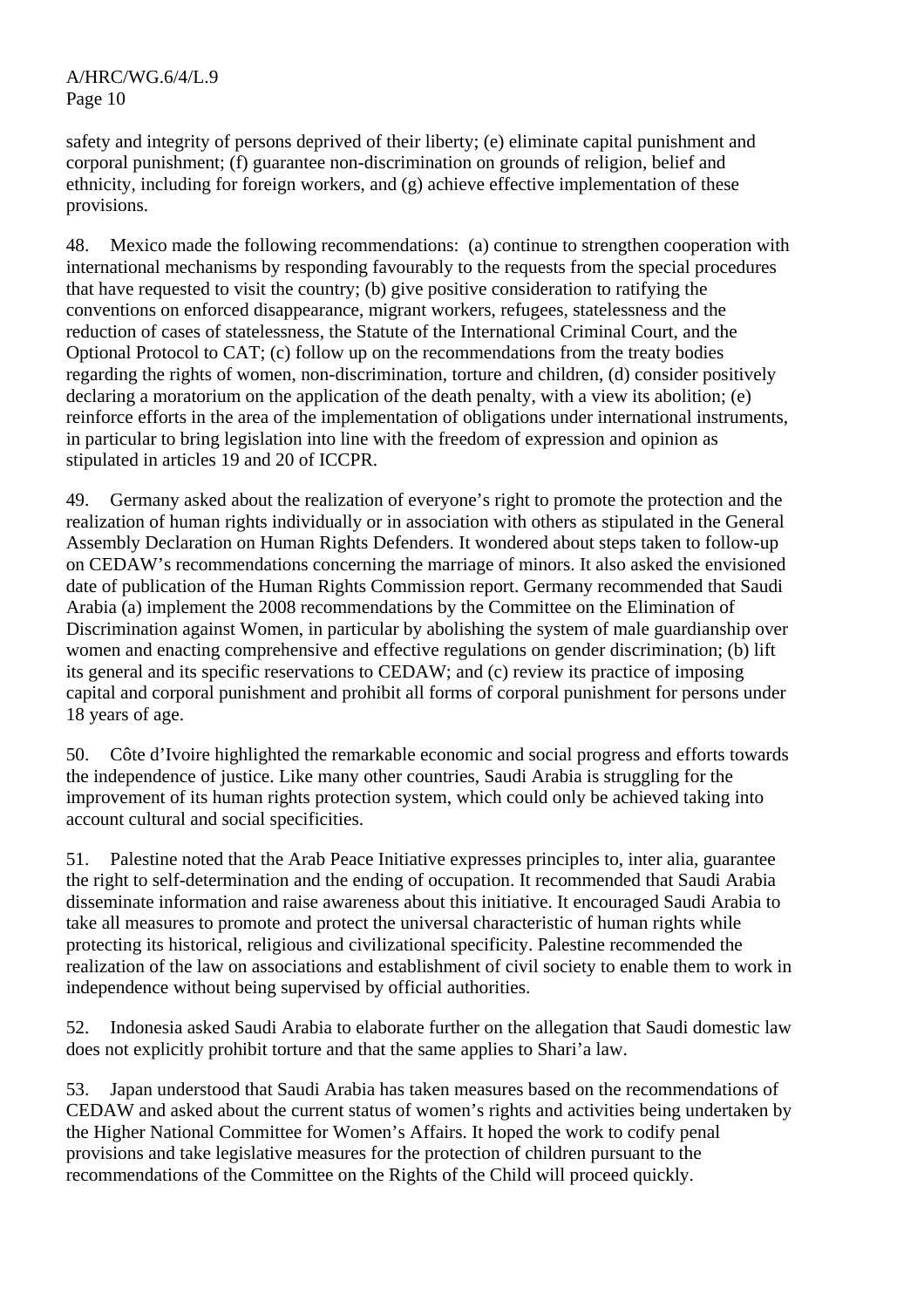safety and integrity of persons deprived of their liberty; (e) eliminate capital punishment and corporal punishment; (f) guarantee non-discrimination on grounds of religion, belief and ethnicity, including for foreign workers, and (g) achieve effective implementation of these provisions.

48. Mexico made the following recommendations: (a) continue to strengthen cooperation with international mechanisms by responding favourably to the requests from the special procedures that have requested to visit the country; (b) give positive consideration to ratifying the conventions on enforced disappearance, migrant workers, refugees, statelessness and the reduction of cases of statelessness, the Statute of the International Criminal Court, and the Optional Protocol to CAT; (c) follow up on the recommendations from the treaty bodies regarding the rights of women, non-discrimination, torture and children, (d) consider positively declaring a moratorium on the application of the death penalty, with a view its abolition; (e) reinforce efforts in the area of the implementation of obligations under international instruments, in particular to bring legislation into line with the freedom of expression and opinion as stipulated in articles 19 and 20 of ICCPR.

49. Germany asked about the realization of everyone's right to promote the protection and the realization of human rights individually or in association with others as stipulated in the General Assembly Declaration on Human Rights Defenders. It wondered about steps taken to follow-up on CEDAW's recommendations concerning the marriage of minors. It also asked the envisioned date of publication of the Human Rights Commission report. Germany recommended that Saudi Arabia (a) implement the 2008 recommendations by the Committee on the Elimination of Discrimination against Women, in particular by abolishing the system of male guardianship over women and enacting comprehensive and effective regulations on gender discrimination; (b) lift its general and its specific reservations to CEDAW; and (c) review its practice of imposing capital and corporal punishment and prohibit all forms of corporal punishment for persons under 18 years of age.

50. Côte d'Ivoire highlighted the remarkable economic and social progress and efforts towards the independence of justice. Like many other countries, Saudi Arabia is struggling for the improvement of its human rights protection system, which could only be achieved taking into account cultural and social specificities.

51. Palestine noted that the Arab Peace Initiative expresses principles to, inter alia, guarantee the right to self-determination and the ending of occupation. It recommended that Saudi Arabia disseminate information and raise awareness about this initiative. It encouraged Saudi Arabia to take all measures to promote and protect the universal characteristic of human rights while protecting its historical, religious and civilizational specificity. Palestine recommended the realization of the law on associations and establishment of civil society to enable them to work in independence without being supervised by official authorities.

52. Indonesia asked Saudi Arabia to elaborate further on the allegation that Saudi domestic law does not explicitly prohibit torture and that the same applies to Shari'a law.

53. Japan understood that Saudi Arabia has taken measures based on the recommendations of CEDAW and asked about the current status of women's rights and activities being undertaken by the Higher National Committee for Women's Affairs. It hoped the work to codify penal provisions and take legislative measures for the protection of children pursuant to the recommendations of the Committee on the Rights of the Child will proceed quickly.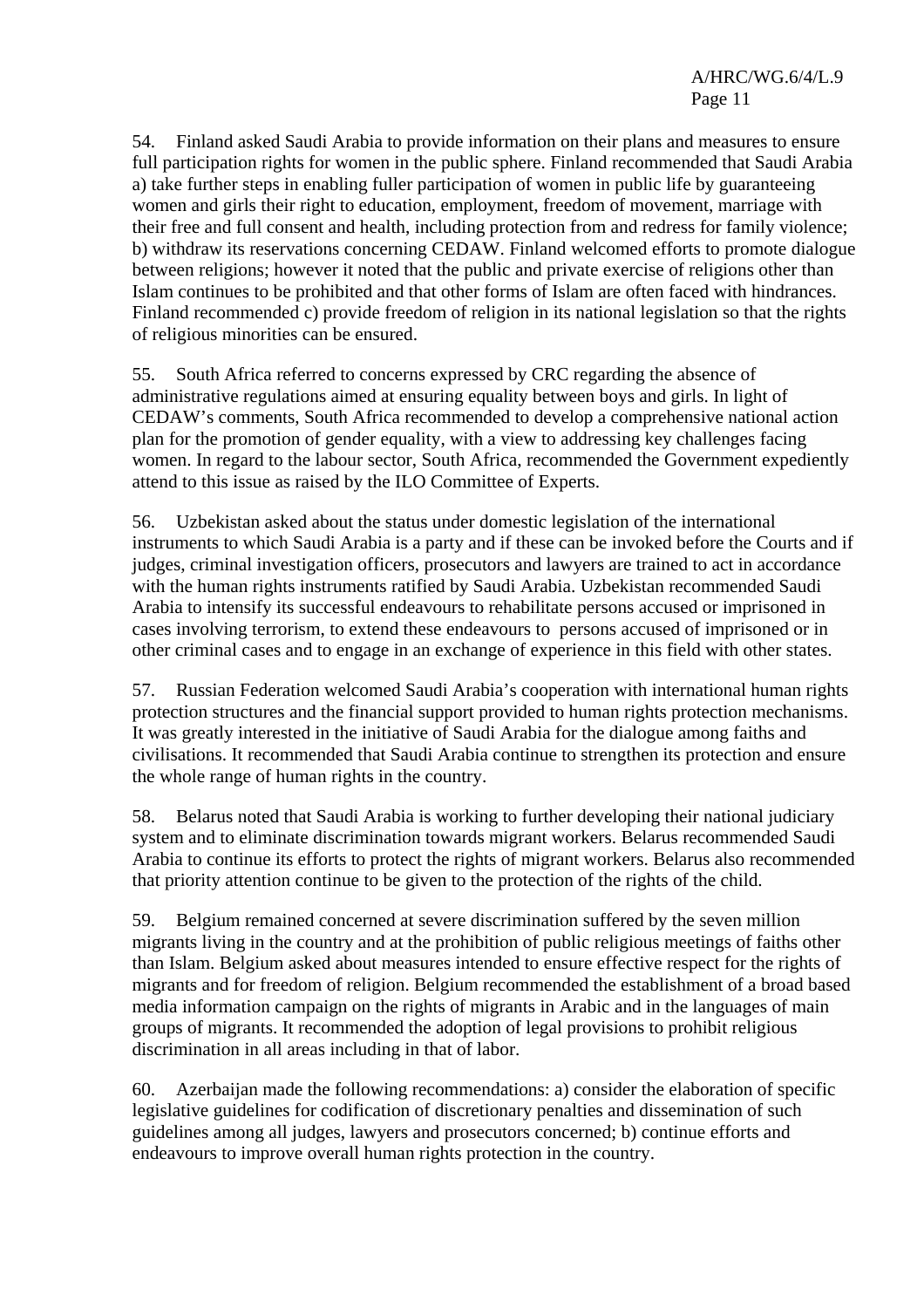54. Finland asked Saudi Arabia to provide information on their plans and measures to ensure full participation rights for women in the public sphere. Finland recommended that Saudi Arabia a) take further steps in enabling fuller participation of women in public life by guaranteeing women and girls their right to education, employment, freedom of movement, marriage with their free and full consent and health, including protection from and redress for family violence; b) withdraw its reservations concerning CEDAW. Finland welcomed efforts to promote dialogue between religions; however it noted that the public and private exercise of religions other than Islam continues to be prohibited and that other forms of Islam are often faced with hindrances. Finland recommended c) provide freedom of religion in its national legislation so that the rights of religious minorities can be ensured.

55. South Africa referred to concerns expressed by CRC regarding the absence of administrative regulations aimed at ensuring equality between boys and girls. In light of CEDAW's comments, South Africa recommended to develop a comprehensive national action plan for the promotion of gender equality, with a view to addressing key challenges facing women. In regard to the labour sector, South Africa, recommended the Government expediently attend to this issue as raised by the ILO Committee of Experts.

56. Uzbekistan asked about the status under domestic legislation of the international instruments to which Saudi Arabia is a party and if these can be invoked before the Courts and if judges, criminal investigation officers, prosecutors and lawyers are trained to act in accordance with the human rights instruments ratified by Saudi Arabia. Uzbekistan recommended Saudi Arabia to intensify its successful endeavours to rehabilitate persons accused or imprisoned in cases involving terrorism, to extend these endeavours to persons accused of imprisoned or in other criminal cases and to engage in an exchange of experience in this field with other states.

57. Russian Federation welcomed Saudi Arabia's cooperation with international human rights protection structures and the financial support provided to human rights protection mechanisms. It was greatly interested in the initiative of Saudi Arabia for the dialogue among faiths and civilisations. It recommended that Saudi Arabia continue to strengthen its protection and ensure the whole range of human rights in the country.

58. Belarus noted that Saudi Arabia is working to further developing their national judiciary system and to eliminate discrimination towards migrant workers. Belarus recommended Saudi Arabia to continue its efforts to protect the rights of migrant workers. Belarus also recommended that priority attention continue to be given to the protection of the rights of the child.

59. Belgium remained concerned at severe discrimination suffered by the seven million migrants living in the country and at the prohibition of public religious meetings of faiths other than Islam. Belgium asked about measures intended to ensure effective respect for the rights of migrants and for freedom of religion. Belgium recommended the establishment of a broad based media information campaign on the rights of migrants in Arabic and in the languages of main groups of migrants. It recommended the adoption of legal provisions to prohibit religious discrimination in all areas including in that of labor.

60. Azerbaijan made the following recommendations: a) consider the elaboration of specific legislative guidelines for codification of discretionary penalties and dissemination of such guidelines among all judges, lawyers and prosecutors concerned; b) continue efforts and endeavours to improve overall human rights protection in the country.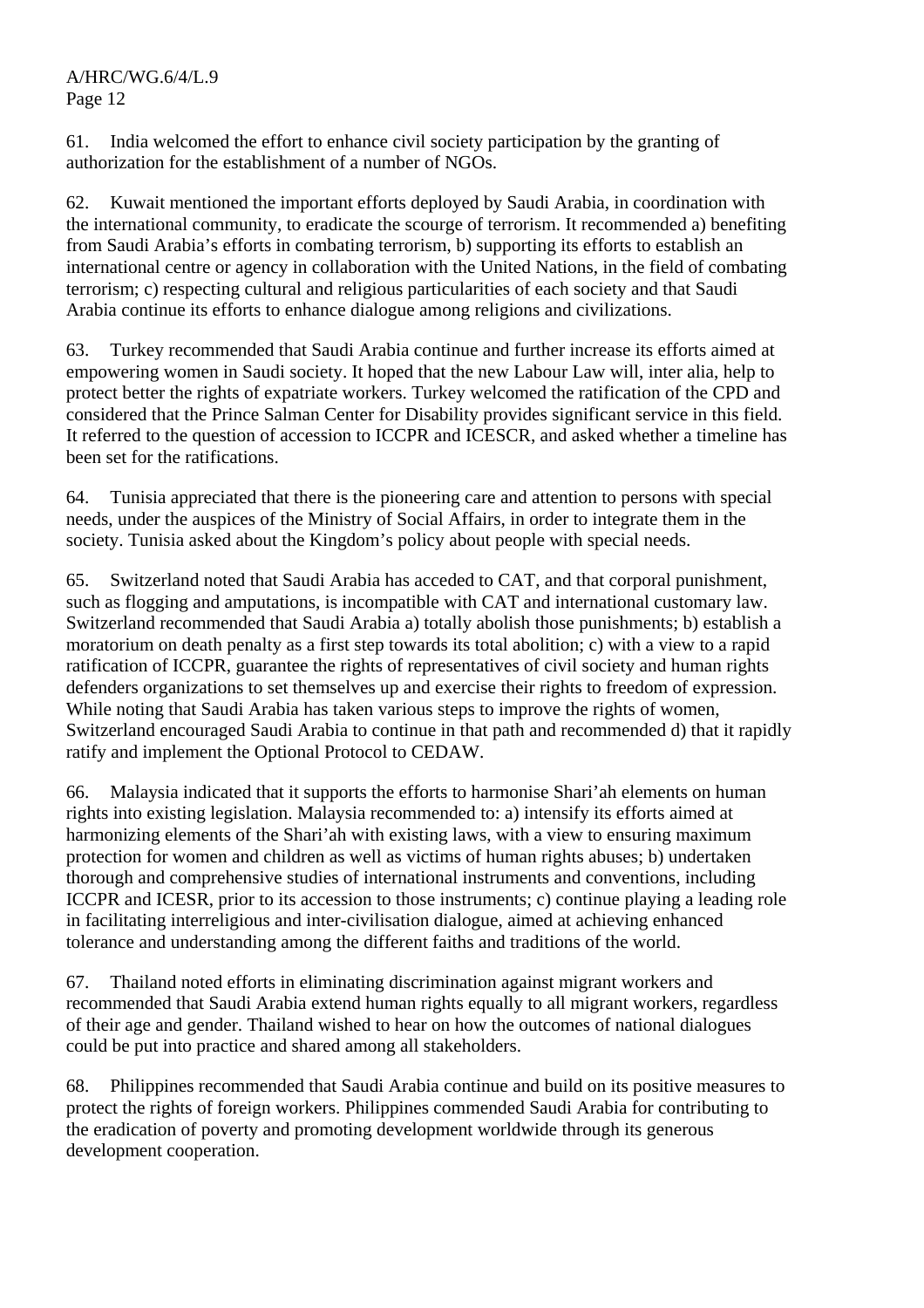61. India welcomed the effort to enhance civil society participation by the granting of authorization for the establishment of a number of NGOs.

62. Kuwait mentioned the important efforts deployed by Saudi Arabia, in coordination with the international community, to eradicate the scourge of terrorism. It recommended a) benefiting from Saudi Arabia's efforts in combating terrorism, b) supporting its efforts to establish an international centre or agency in collaboration with the United Nations, in the field of combating terrorism; c) respecting cultural and religious particularities of each society and that Saudi Arabia continue its efforts to enhance dialogue among religions and civilizations.

63. Turkey recommended that Saudi Arabia continue and further increase its efforts aimed at empowering women in Saudi society. It hoped that the new Labour Law will, inter alia, help to protect better the rights of expatriate workers. Turkey welcomed the ratification of the CPD and considered that the Prince Salman Center for Disability provides significant service in this field. It referred to the question of accession to ICCPR and ICESCR, and asked whether a timeline has been set for the ratifications.

64. Tunisia appreciated that there is the pioneering care and attention to persons with special needs, under the auspices of the Ministry of Social Affairs, in order to integrate them in the society. Tunisia asked about the Kingdom's policy about people with special needs.

65. Switzerland noted that Saudi Arabia has acceded to CAT, and that corporal punishment, such as flogging and amputations, is incompatible with CAT and international customary law. Switzerland recommended that Saudi Arabia a) totally abolish those punishments; b) establish a moratorium on death penalty as a first step towards its total abolition; c) with a view to a rapid ratification of ICCPR, guarantee the rights of representatives of civil society and human rights defenders organizations to set themselves up and exercise their rights to freedom of expression. While noting that Saudi Arabia has taken various steps to improve the rights of women, Switzerland encouraged Saudi Arabia to continue in that path and recommended d) that it rapidly ratify and implement the Optional Protocol to CEDAW.

66. Malaysia indicated that it supports the efforts to harmonise Shari'ah elements on human rights into existing legislation. Malaysia recommended to: a) intensify its efforts aimed at harmonizing elements of the Shari'ah with existing laws, with a view to ensuring maximum protection for women and children as well as victims of human rights abuses; b) undertaken thorough and comprehensive studies of international instruments and conventions, including ICCPR and ICESR, prior to its accession to those instruments; c) continue playing a leading role in facilitating interreligious and inter-civilisation dialogue, aimed at achieving enhanced tolerance and understanding among the different faiths and traditions of the world.

67. Thailand noted efforts in eliminating discrimination against migrant workers and recommended that Saudi Arabia extend human rights equally to all migrant workers, regardless of their age and gender. Thailand wished to hear on how the outcomes of national dialogues could be put into practice and shared among all stakeholders.

68. Philippines recommended that Saudi Arabia continue and build on its positive measures to protect the rights of foreign workers. Philippines commended Saudi Arabia for contributing to the eradication of poverty and promoting development worldwide through its generous development cooperation.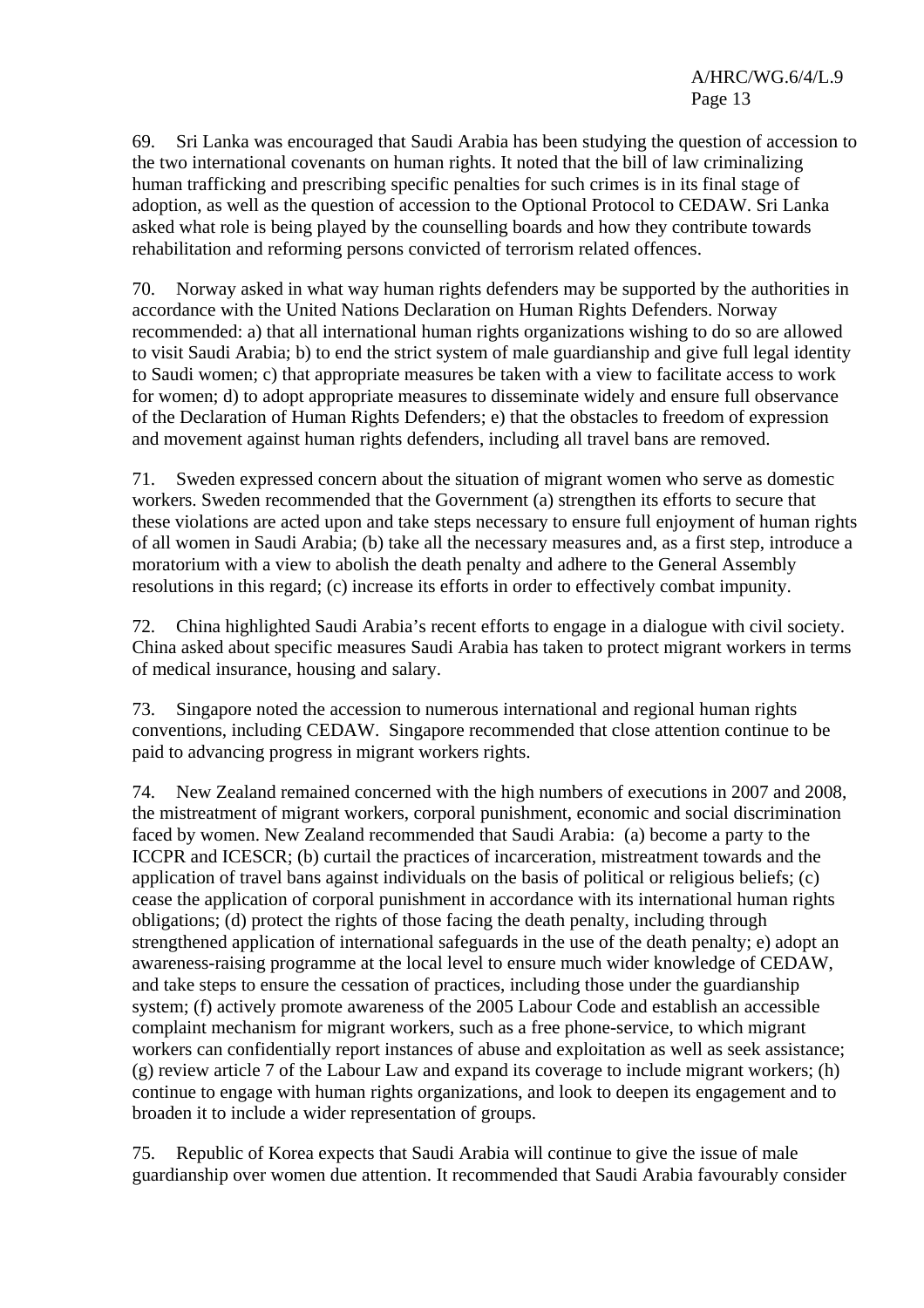69. Sri Lanka was encouraged that Saudi Arabia has been studying the question of accession to the two international covenants on human rights. It noted that the bill of law criminalizing human trafficking and prescribing specific penalties for such crimes is in its final stage of adoption, as well as the question of accession to the Optional Protocol to CEDAW. Sri Lanka asked what role is being played by the counselling boards and how they contribute towards rehabilitation and reforming persons convicted of terrorism related offences.

70. Norway asked in what way human rights defenders may be supported by the authorities in accordance with the United Nations Declaration on Human Rights Defenders. Norway recommended: a) that all international human rights organizations wishing to do so are allowed to visit Saudi Arabia; b) to end the strict system of male guardianship and give full legal identity to Saudi women; c) that appropriate measures be taken with a view to facilitate access to work for women; d) to adopt appropriate measures to disseminate widely and ensure full observance of the Declaration of Human Rights Defenders; e) that the obstacles to freedom of expression and movement against human rights defenders, including all travel bans are removed.

71. Sweden expressed concern about the situation of migrant women who serve as domestic workers. Sweden recommended that the Government (a) strengthen its efforts to secure that these violations are acted upon and take steps necessary to ensure full enjoyment of human rights of all women in Saudi Arabia; (b) take all the necessary measures and, as a first step, introduce a moratorium with a view to abolish the death penalty and adhere to the General Assembly resolutions in this regard; (c) increase its efforts in order to effectively combat impunity.

72. China highlighted Saudi Arabia's recent efforts to engage in a dialogue with civil society. China asked about specific measures Saudi Arabia has taken to protect migrant workers in terms of medical insurance, housing and salary.

73. Singapore noted the accession to numerous international and regional human rights conventions, including CEDAW. Singapore recommended that close attention continue to be paid to advancing progress in migrant workers rights.

74. New Zealand remained concerned with the high numbers of executions in 2007 and 2008, the mistreatment of migrant workers, corporal punishment, economic and social discrimination faced by women. New Zealand recommended that Saudi Arabia: (a) become a party to the ICCPR and ICESCR; (b) curtail the practices of incarceration, mistreatment towards and the application of travel bans against individuals on the basis of political or religious beliefs; (c) cease the application of corporal punishment in accordance with its international human rights obligations; (d) protect the rights of those facing the death penalty, including through strengthened application of international safeguards in the use of the death penalty; e) adopt an awareness-raising programme at the local level to ensure much wider knowledge of CEDAW, and take steps to ensure the cessation of practices, including those under the guardianship system; (f) actively promote awareness of the 2005 Labour Code and establish an accessible complaint mechanism for migrant workers, such as a free phone-service, to which migrant workers can confidentially report instances of abuse and exploitation as well as seek assistance; (g) review article 7 of the Labour Law and expand its coverage to include migrant workers; (h) continue to engage with human rights organizations, and look to deepen its engagement and to broaden it to include a wider representation of groups.

75. Republic of Korea expects that Saudi Arabia will continue to give the issue of male guardianship over women due attention. It recommended that Saudi Arabia favourably consider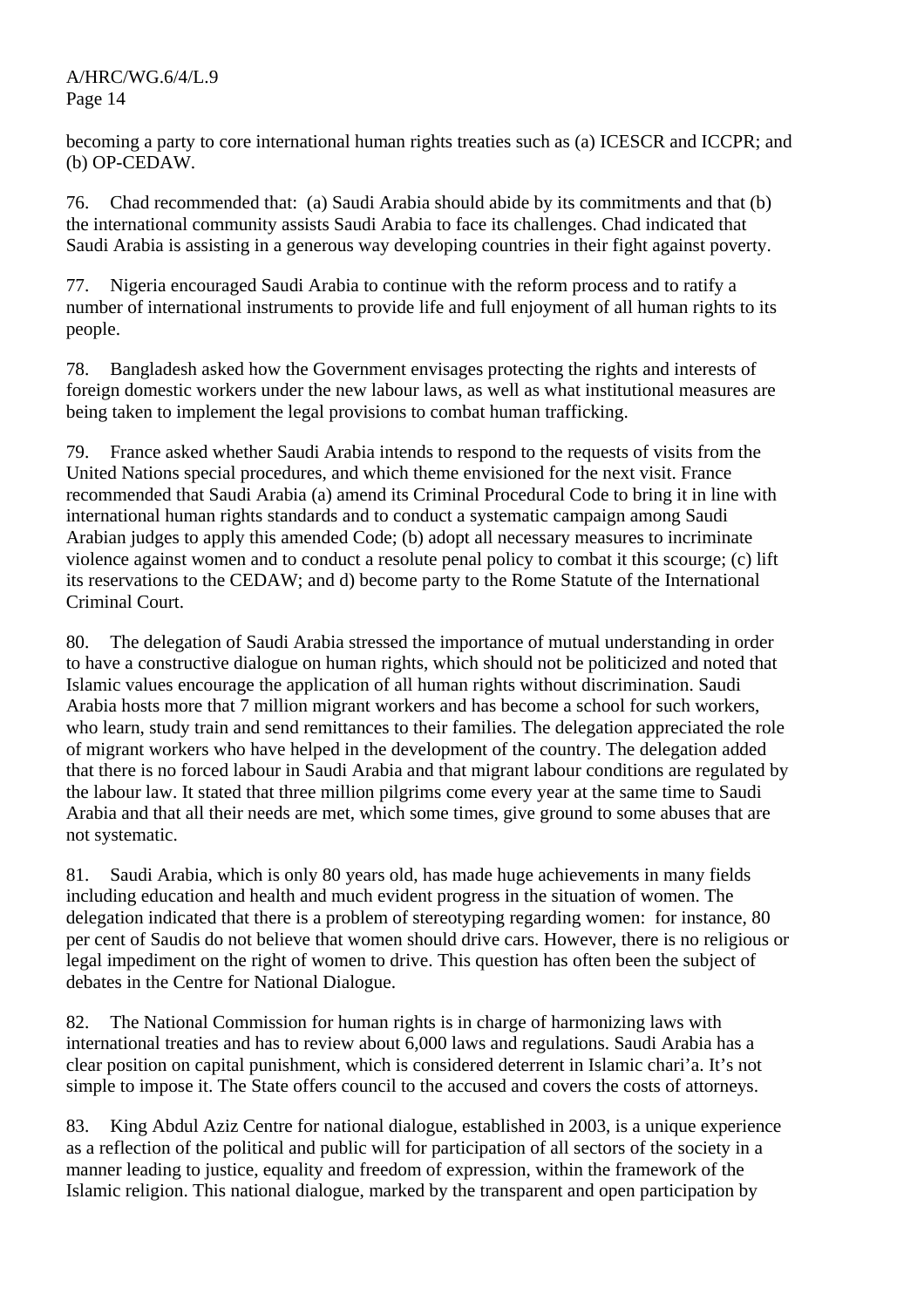becoming a party to core international human rights treaties such as (a) ICESCR and ICCPR; and (b) OP-CEDAW.

76. Chad recommended that: (a) Saudi Arabia should abide by its commitments and that (b) the international community assists Saudi Arabia to face its challenges. Chad indicated that Saudi Arabia is assisting in a generous way developing countries in their fight against poverty.

77. Nigeria encouraged Saudi Arabia to continue with the reform process and to ratify a number of international instruments to provide life and full enjoyment of all human rights to its people.

78. Bangladesh asked how the Government envisages protecting the rights and interests of foreign domestic workers under the new labour laws, as well as what institutional measures are being taken to implement the legal provisions to combat human trafficking.

79. France asked whether Saudi Arabia intends to respond to the requests of visits from the United Nations special procedures, and which theme envisioned for the next visit. France recommended that Saudi Arabia (a) amend its Criminal Procedural Code to bring it in line with international human rights standards and to conduct a systematic campaign among Saudi Arabian judges to apply this amended Code; (b) adopt all necessary measures to incriminate violence against women and to conduct a resolute penal policy to combat it this scourge; (c) lift its reservations to the CEDAW; and d) become party to the Rome Statute of the International Criminal Court.

80. The delegation of Saudi Arabia stressed the importance of mutual understanding in order to have a constructive dialogue on human rights, which should not be politicized and noted that Islamic values encourage the application of all human rights without discrimination. Saudi Arabia hosts more that 7 million migrant workers and has become a school for such workers, who learn, study train and send remittances to their families. The delegation appreciated the role of migrant workers who have helped in the development of the country. The delegation added that there is no forced labour in Saudi Arabia and that migrant labour conditions are regulated by the labour law. It stated that three million pilgrims come every year at the same time to Saudi Arabia and that all their needs are met, which some times, give ground to some abuses that are not systematic.

81. Saudi Arabia, which is only 80 years old, has made huge achievements in many fields including education and health and much evident progress in the situation of women. The delegation indicated that there is a problem of stereotyping regarding women: for instance, 80 per cent of Saudis do not believe that women should drive cars. However, there is no religious or legal impediment on the right of women to drive. This question has often been the subject of debates in the Centre for National Dialogue.

82. The National Commission for human rights is in charge of harmonizing laws with international treaties and has to review about 6,000 laws and regulations. Saudi Arabia has a clear position on capital punishment, which is considered deterrent in Islamic chari'a. It's not simple to impose it. The State offers council to the accused and covers the costs of attorneys.

83. King Abdul Aziz Centre for national dialogue, established in 2003, is a unique experience as a reflection of the political and public will for participation of all sectors of the society in a manner leading to justice, equality and freedom of expression, within the framework of the Islamic religion. This national dialogue, marked by the transparent and open participation by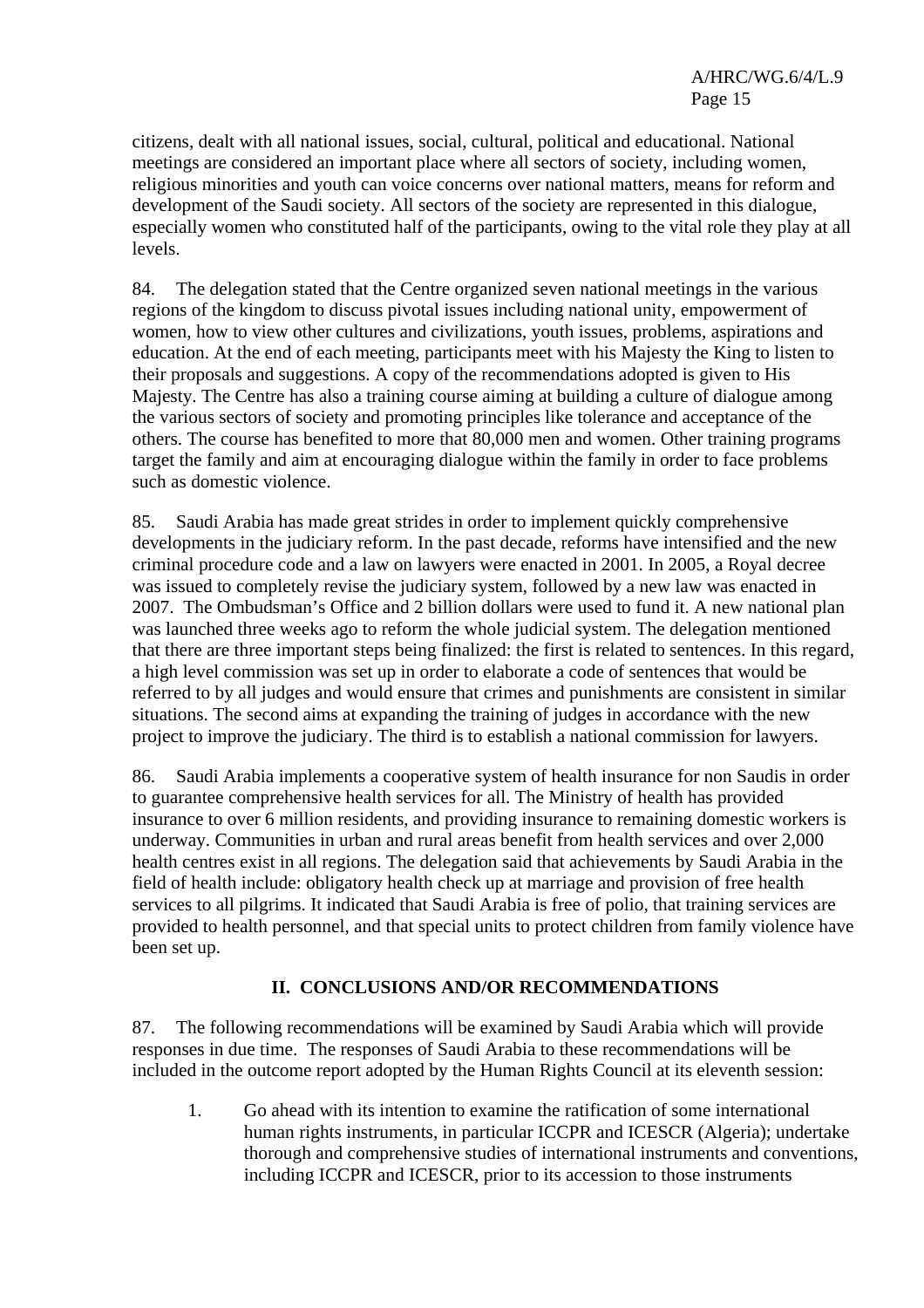citizens, dealt with all national issues, social, cultural, political and educational. National meetings are considered an important place where all sectors of society, including women, religious minorities and youth can voice concerns over national matters, means for reform and development of the Saudi society. All sectors of the society are represented in this dialogue, especially women who constituted half of the participants, owing to the vital role they play at all levels.

84. The delegation stated that the Centre organized seven national meetings in the various regions of the kingdom to discuss pivotal issues including national unity, empowerment of women, how to view other cultures and civilizations, youth issues, problems, aspirations and education. At the end of each meeting, participants meet with his Majesty the King to listen to their proposals and suggestions. A copy of the recommendations adopted is given to His Majesty. The Centre has also a training course aiming at building a culture of dialogue among the various sectors of society and promoting principles like tolerance and acceptance of the others. The course has benefited to more that 80,000 men and women. Other training programs target the family and aim at encouraging dialogue within the family in order to face problems such as domestic violence.

85. Saudi Arabia has made great strides in order to implement quickly comprehensive developments in the judiciary reform. In the past decade, reforms have intensified and the new criminal procedure code and a law on lawyers were enacted in 2001. In 2005, a Royal decree was issued to completely revise the judiciary system, followed by a new law was enacted in 2007. The Ombudsman's Office and 2 billion dollars were used to fund it. A new national plan was launched three weeks ago to reform the whole judicial system. The delegation mentioned that there are three important steps being finalized: the first is related to sentences. In this regard, a high level commission was set up in order to elaborate a code of sentences that would be referred to by all judges and would ensure that crimes and punishments are consistent in similar situations. The second aims at expanding the training of judges in accordance with the new project to improve the judiciary. The third is to establish a national commission for lawyers.

86. Saudi Arabia implements a cooperative system of health insurance for non Saudis in order to guarantee comprehensive health services for all. The Ministry of health has provided insurance to over 6 million residents, and providing insurance to remaining domestic workers is underway. Communities in urban and rural areas benefit from health services and over 2,000 health centres exist in all regions. The delegation said that achievements by Saudi Arabia in the field of health include: obligatory health check up at marriage and provision of free health services to all pilgrims. It indicated that Saudi Arabia is free of polio, that training services are provided to health personnel, and that special units to protect children from family violence have been set up.

## II. CONCLUSIONS AND/OR RECOMMENDATIONS

87. The following recommendations will be examined by Saudi Arabia which will provide responses in due time. The responses of Saudi Arabia to these recommendations will be included in the outcome report adopted by the Human Rights Council at its eleventh session:

1. Go ahead with its intention to examine the ratification of some international human rights instruments, in particular ICCPR and ICESCR (Algeria); undertake thorough and comprehensive studies of international instruments and conventions, including ICCPR and ICESCR, prior to its accession to those instruments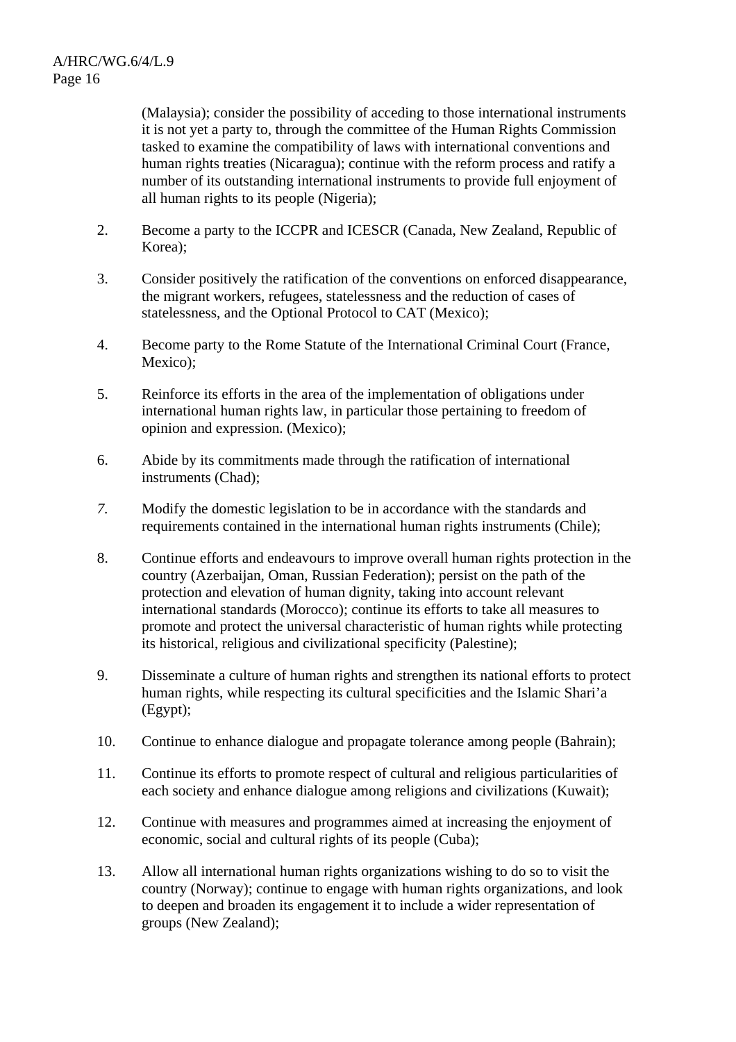(Malaysia); consider the possibility of acceding to those international instruments it is not yet a party to, through the committee of the Human Rights Commission tasked to examine the compatibility of laws with international conventions and human rights treaties (Nicaragua); continue with the reform process and ratify a number of its outstanding international instruments to provide full enjoyment of all human rights to its people (Nigeria);

2. Become a party to the ICCPR and ICESCR (Canada, New Zealand, Republic of Korea);

3. Consider positively the ratification of the conventions on enforced disappearance, the migrant workers, refugees, statelessness and the reduction of cases of statelessness, and the Optional Protocol to CAT (Mexico);

4. Become party to the Rome Statute of the International Criminal Court (France, Mexico);

5. Reinforce its efforts in the area of the implementation of obligations under international human rights law, in particular those pertaining to freedom of opinion and expression. (Mexico);

6. Abide by its commitments made through the ratification of international instruments (Chad);

7. Modify the domestic legislation to be in accordance with the standards and requirements contained in the international human rights instruments (Chile);

8. Continue efforts and endeavours to improve overall human rights protection in the country (Azerbaijan, Oman, Russian Federation); persist on the path of the protection and elevation of human dignity, taking into account relevant international standards (Morocco); continue its efforts to take all measures to promote and protect the universal characteristic of human rights while protecting its historical, religious and civilizational specificity (Palestine);

9. Disseminate a culture of human rights and strengthen its national efforts to protect human rights, while respecting its cultural specificities and the Islamic Shari'a (Egypt);

10. Continue to enhance dialogue and propagate tolerance among people (Bahrain);

11. Continue its efforts to promote respect of cultural and religious particularities of each society and enhance dialogue among religions and civilizations (Kuwait);

12. Continue with measures and programmes aimed at increasing the enjoyment of economic, social and cultural rights of its people (Cuba);

13. Allow all international human rights organizations wishing to do so to visit the country (Norway); continue to engage with human rights organizations, and look to deepen and broaden its engagement it to include a wider representation of groups (New Zealand);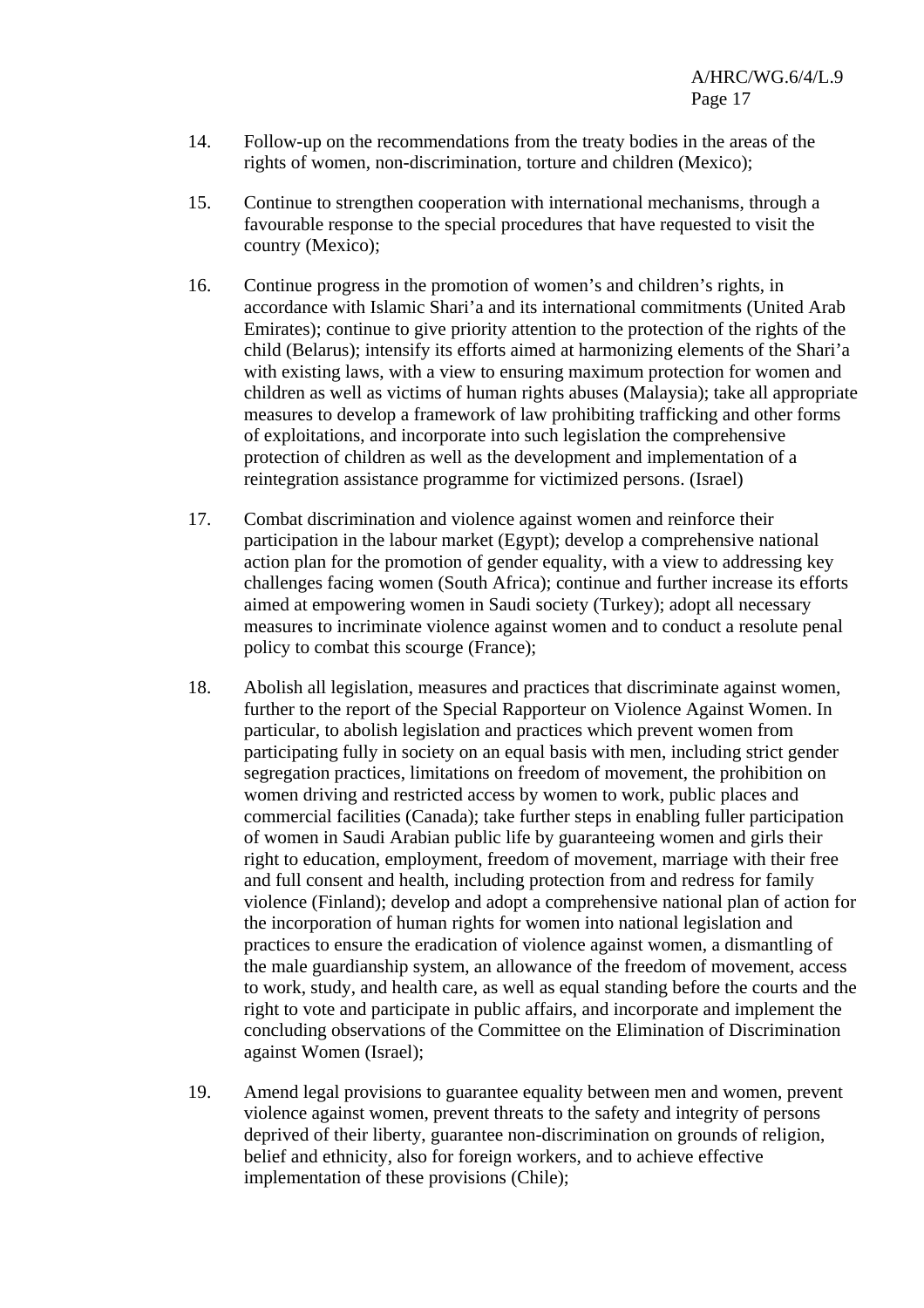14. Follow-up on the recommendations from the treaty bodies in the areas of the rights of women, non-discrimination, torture and children (Mexico);

15. Continue to strengthen cooperation with international mechanisms, through a favourable response to the special procedures that have requested to visit the country (Mexico);

16. Continue progress in the promotion of women's and children's rights, in accordance with Islamic Shari'a and its international commitments (United Arab Emirates); continue to give priority attention to the protection of the rights of the child (Belarus); intensify its efforts aimed at harmonizing elements of the Shari'a with existing laws, with a view to ensuring maximum protection for women and children as well as victims of human rights abuses (Malaysia); take all appropriate measures to develop a framework of law prohibiting trafficking and other forms of exploitations, and incorporate into such legislation the comprehensive protection of children as well as the development and implementation of a reintegration assistance programme for victimized persons. (Israel)

17. Combat discrimination and violence against women and reinforce their participation in the labour market (Egypt); develop a comprehensive national action plan for the promotion of gender equality, with a view to addressing key challenges facing women (South Africa); continue and further increase its efforts aimed at empowering women in Saudi society (Turkey); adopt all necessary measures to incriminate violence against women and to conduct a resolute penal policy to combat this scourge (France);

18. Abolish all legislation, measures and practices that discriminate against women, further to the report of the Special Rapporteur on Violence Against Women. In particular, to abolish legislation and practices which prevent women from participating fully in society on an equal basis with men, including strict gender segregation practices, limitations on freedom of movement, the prohibition on women driving and restricted access by women to work, public places and commercial facilities (Canada); take further steps in enabling fuller participation of women in Saudi Arabian public life by guaranteeing women and girls their right to education, employment, freedom of movement, marriage with their free and full consent and health, including protection from and redress for family violence (Finland); develop and adopt a comprehensive national plan of action for the incorporation of human rights for women into national legislation and practices to ensure the eradication of violence against women, a dismantling of the male guardianship system, an allowance of the freedom of movement, access to work, study, and health care, as well as equal standing before the courts and the right to vote and participate in public affairs, and incorporate and implement the concluding observations of the Committee on the Elimination of Discrimination against Women (Israel);

19. Amend legal provisions to guarantee equality between men and women, prevent violence against women, prevent threats to the safety and integrity of persons deprived of their liberty, guarantee non-discrimination on grounds of religion, belief and ethnicity, also for foreign workers, and to achieve effective implementation of these provisions (Chile);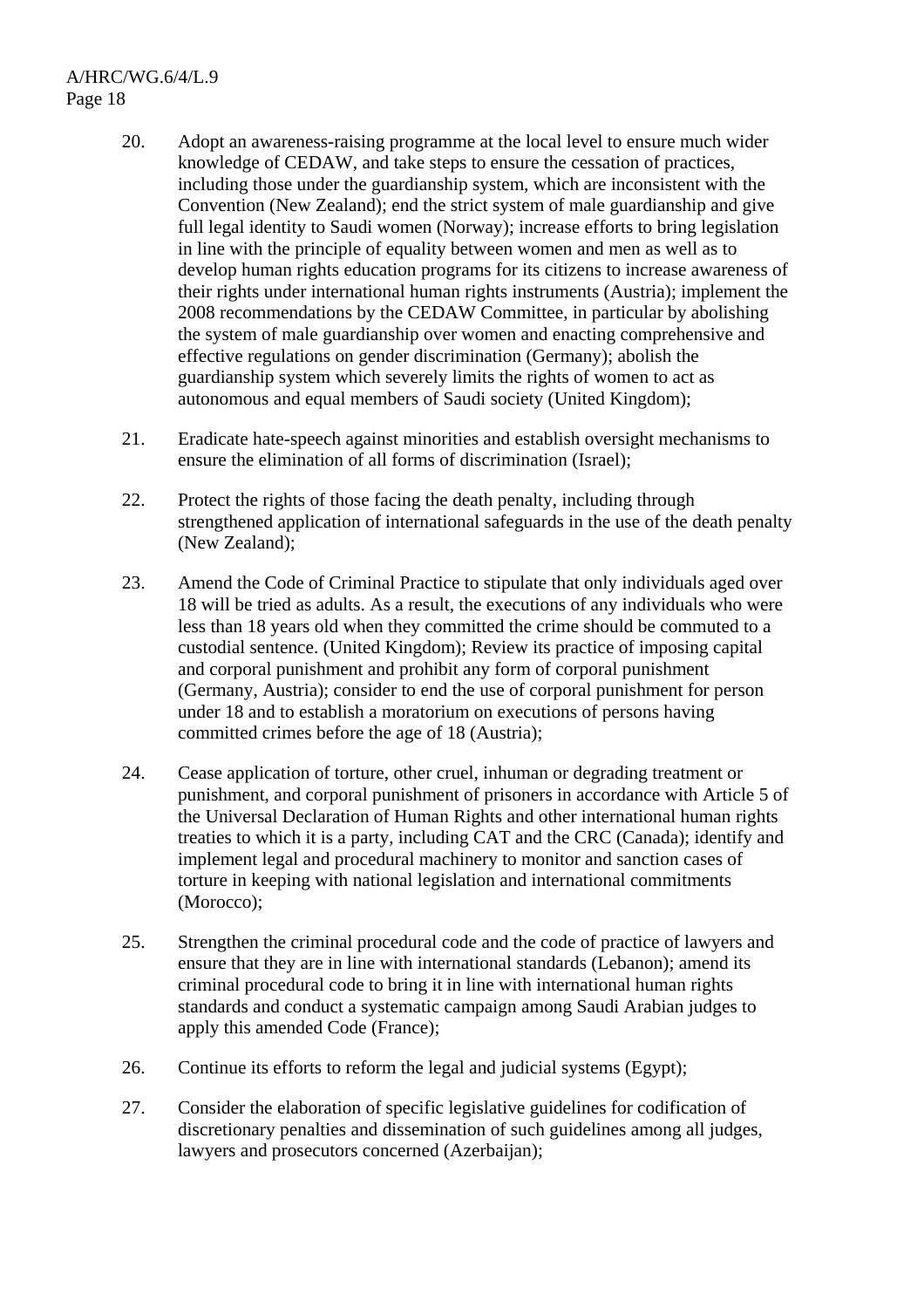20. Adopt an awareness-raising programme at the local level to ensure much wider knowledge of CEDAW, and take steps to ensure the cessation of practices, including those under the guardianship system, which are inconsistent with the Convention (New Zealand); end the strict system of male guardianship and give full legal identity to Saudi women (Norway); increase efforts to bring legislation in line with the principle of equality between women and men as well as to develop human rights education programs for its citizens to increase awareness of their rights under international human rights instruments (Austria); implement the 2008 recommendations by the CEDAW Committee, in particular by abolishing the system of male guardianship over women and enacting comprehensive and effective regulations on gender discrimination (Germany); abolish the guardianship system which severely limits the rights of women to act as autonomous and equal members of Saudi society (United Kingdom);

21. Eradicate hate-speech against minorities and establish oversight mechanisms to ensure the elimination of all forms of discrimination (Israel);

22. Protect the rights of those facing the death penalty, including through strengthened application of international safeguards in the use of the death penalty (New Zealand);

23. Amend the Code of Criminal Practice to stipulate that only individuals aged over 18 will be tried as adults. As a result, the executions of any individuals who were less than 18 years old when they committed the crime should be commuted to a custodial sentence. (United Kingdom); Review its practice of imposing capital and corporal punishment and prohibit any form of corporal punishment (Germany, Austria); consider to end the use of corporal punishment for person under 18 and to establish a moratorium on executions of persons having committed crimes before the age of 18 (Austria);

24. Cease application of torture, other cruel, inhuman or degrading treatment or punishment, and corporal punishment of prisoners in accordance with Article 5 of the Universal Declaration of Human Rights and other international human rights treaties to which it is a party, including CAT and the CRC (Canada); identify and implement legal and procedural machinery to monitor and sanction cases of torture in keeping with national legislation and international commitments (Morocco);

25. Strengthen the criminal procedural code and the code of practice of lawyers and ensure that they are in line with international standards (Lebanon); amend its criminal procedural code to bring it in line with international human rights standards and conduct a systematic campaign among Saudi Arabian judges to apply this amended Code (France);

26. Continue its efforts to reform the legal and judicial systems (Egypt);

27. Consider the elaboration of specific legislative guidelines for codification of discretionary penalties and dissemination of such guidelines among all judges, lawyers and prosecutors concerned (Azerbaijan);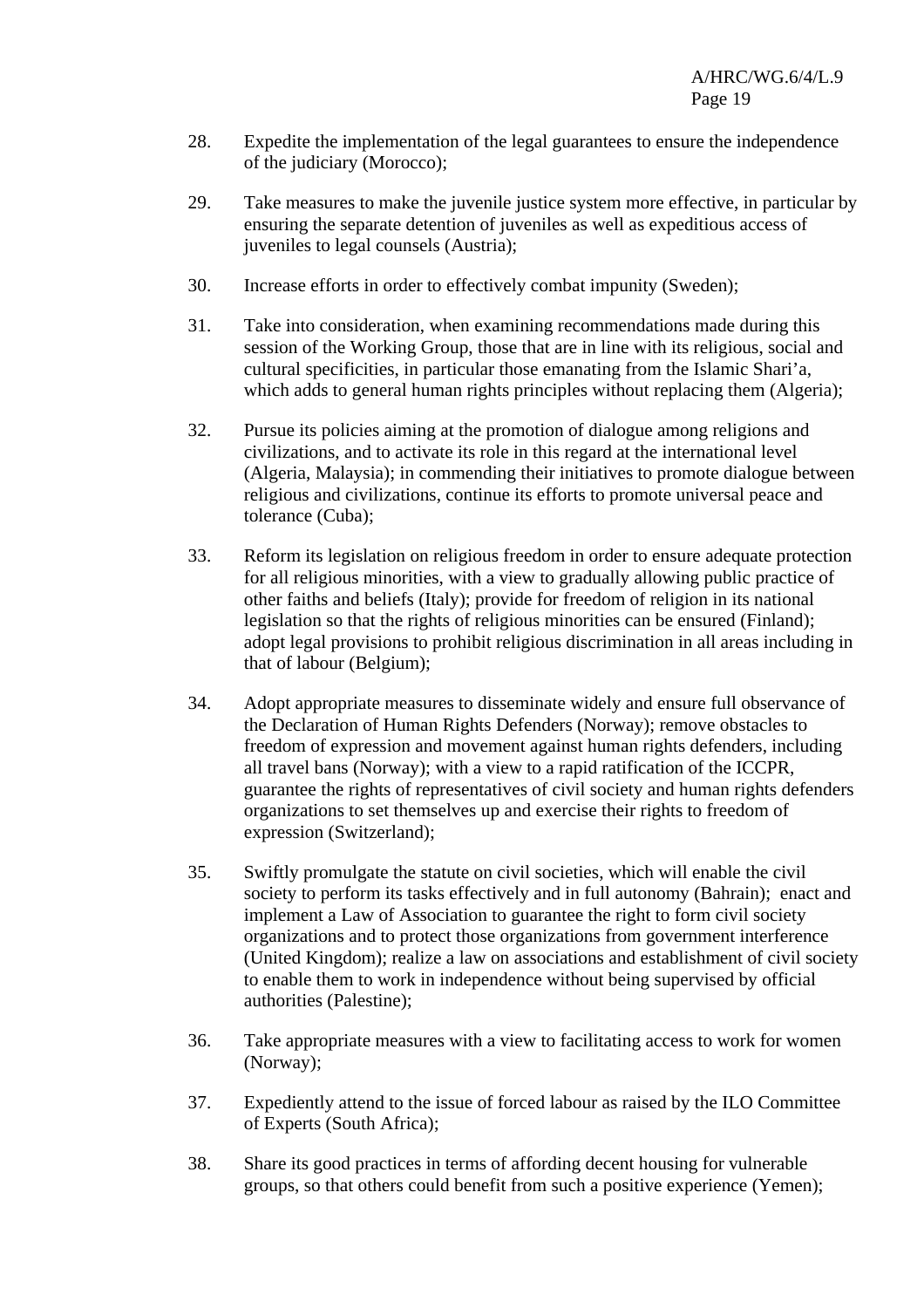28. Expedite the implementation of the legal guarantees to ensure the independence of the judiciary (Morocco);

29. Take measures to make the juvenile justice system more effective, in particular by ensuring the separate detention of juveniles as well as expeditious access of juveniles to legal counsels (Austria);

30. Increase efforts in order to effectively combat impunity (Sweden);

31. Take into consideration, when examining recommendations made during this session of the Working Group, those that are in line with its religious, social and cultural specificities, in particular those emanating from the Islamic Shari'a, which adds to general human rights principles without replacing them (Algeria);

32. Pursue its policies aiming at the promotion of dialogue among religions and civilizations, and to activate its role in this regard at the international level (Algeria, Malaysia); in commending their initiatives to promote dialogue between religious and civilizations, continue its efforts to promote universal peace and tolerance (Cuba);

33. Reform its legislation on religious freedom in order to ensure adequate protection for all religious minorities, with a view to gradually allowing public practice of other faiths and beliefs (Italy); provide for freedom of religion in its national legislation so that the rights of religious minorities can be ensured (Finland); adopt legal provisions to prohibit religious discrimination in all areas including in that of labour (Belgium);

34. Adopt appropriate measures to disseminate widely and ensure full observance of the Declaration of Human Rights Defenders (Norway); remove obstacles to freedom of expression and movement against human rights defenders, including all travel bans (Norway); with a view to a rapid ratification of the ICCPR, guarantee the rights of representatives of civil society and human rights defenders organizations to set themselves up and exercise their rights to freedom of expression (Switzerland);

35. Swiftly promulgate the statute on civil societies, which will enable the civil society to perform its tasks effectively and in full autonomy (Bahrain); enact and implement a Law of Association to guarantee the right to form civil society organizations and to protect those organizations from government interference (United Kingdom); realize a law on associations and establishment of civil society to enable them to work in independence without being supervised by official authorities (Palestine);

36. Take appropriate measures with a view to facilitating access to work for women (Norway);

37. Expediently attend to the issue of forced labour as raised by the ILO Committee of Experts (South Africa);

38. Share its good practices in terms of affording decent housing for vulnerable groups, so that others could benefit from such a positive experience (Yemen);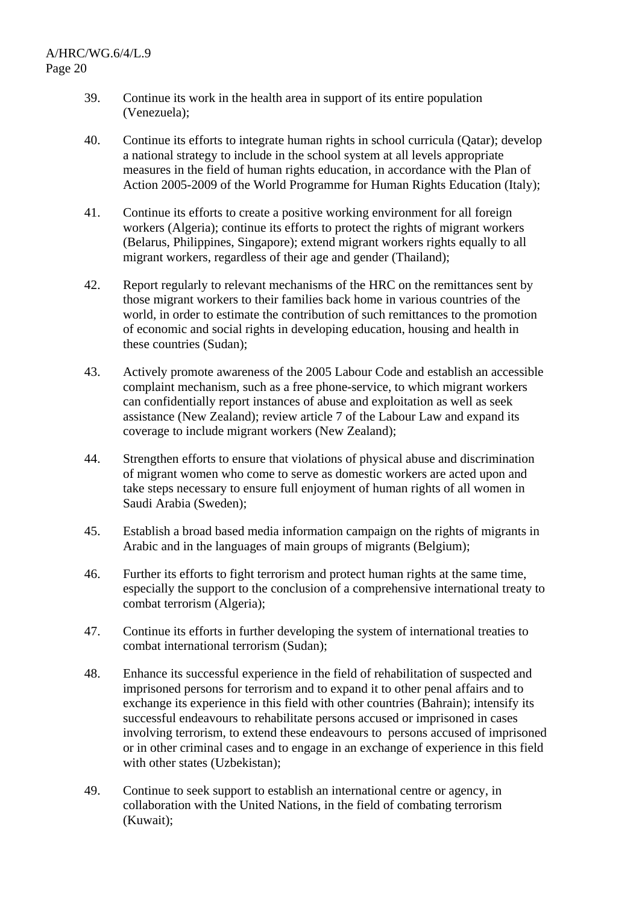39. Continue its work in the health area in support of its entire population (Venezuela);

40. Continue its efforts to integrate human rights in school curricula (Qatar); develop a national strategy to include in the school system at all levels appropriate measures in the field of human rights education, in accordance with the Plan of Action 2005-2009 of the World Programme for Human Rights Education (Italy);

41. Continue its efforts to create a positive working environment for all foreign workers (Algeria); continue its efforts to protect the rights of migrant workers (Belarus, Philippines, Singapore); extend migrant workers rights equally to all migrant workers, regardless of their age and gender (Thailand);

42. Report regularly to relevant mechanisms of the HRC on the remittances sent by those migrant workers to their families back home in various countries of the world, in order to estimate the contribution of such remittances to the promotion of economic and social rights in developing education, housing and health in these countries (Sudan);

43. Actively promote awareness of the 2005 Labour Code and establish an accessible complaint mechanism, such as a free phone-service, to which migrant workers can confidentially report instances of abuse and exploitation as well as seek assistance (New Zealand); review article 7 of the Labour Law and expand its coverage to include migrant workers (New Zealand);

44. Strengthen efforts to ensure that violations of physical abuse and discrimination of migrant women who come to serve as domestic workers are acted upon and take steps necessary to ensure full enjoyment of human rights of all women in Saudi Arabia (Sweden);

45. Establish a broad based media information campaign on the rights of migrants in Arabic and in the languages of main groups of migrants (Belgium);

46. Further its efforts to fight terrorism and protect human rights at the same time, especially the support to the conclusion of a comprehensive international treaty to combat terrorism (Algeria);

47. Continue its efforts in further developing the system of international treaties to combat international terrorism (Sudan);

48. Enhance its successful experience in the field of rehabilitation of suspected and imprisoned persons for terrorism and to expand it to other penal affairs and to exchange its experience in this field with other countries (Bahrain); intensify its successful endeavours to rehabilitate persons accused or imprisoned in cases involving terrorism, to extend these endeavours to persons accused of imprisoned or in other criminal cases and to engage in an exchange of experience in this field with other states (Uzbekistan);

49. Continue to seek support to establish an international centre or agency, in collaboration with the United Nations, in the field of combating terrorism (Kuwait);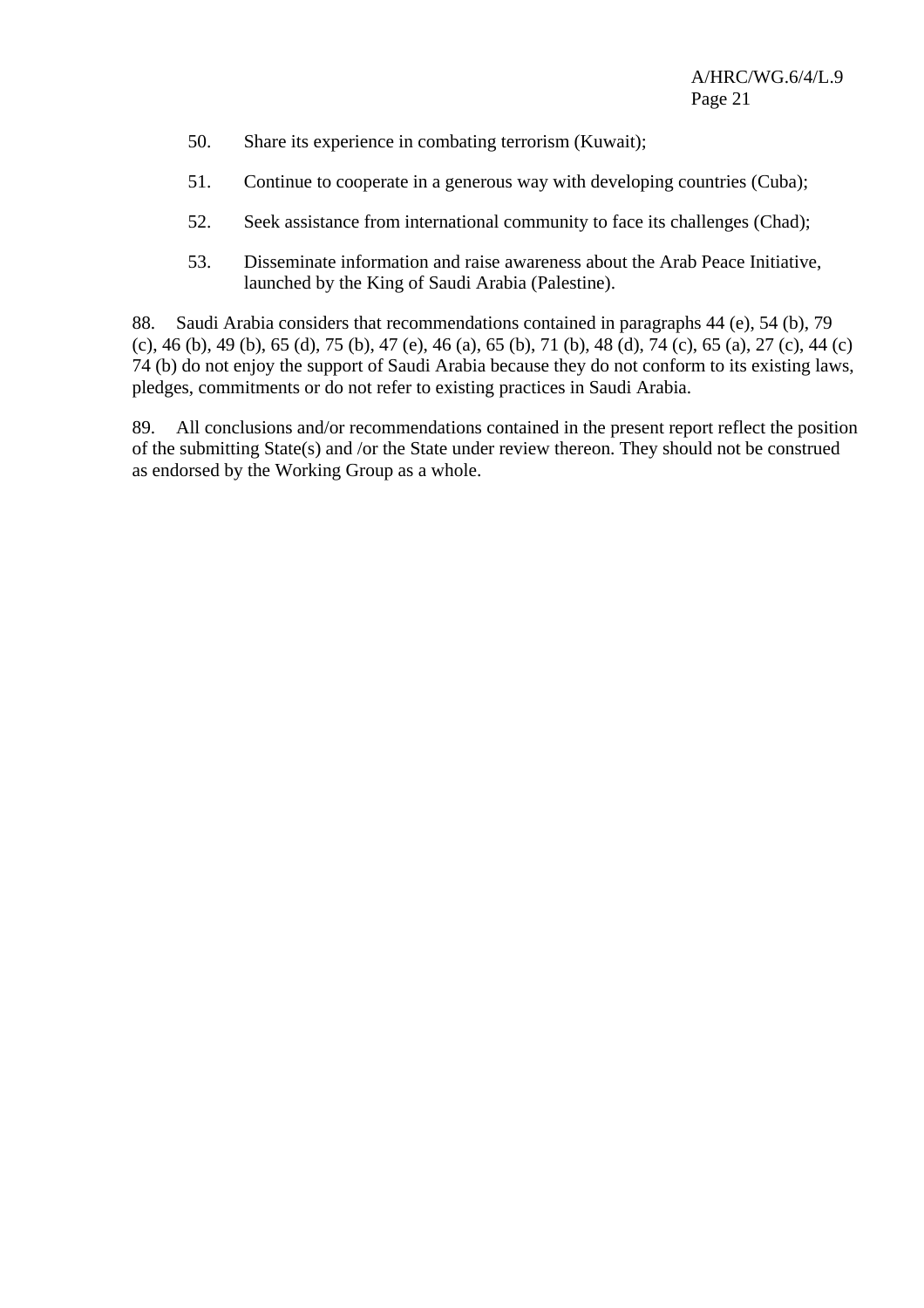50. Share its experience in combating terrorism (Kuwait);

51. Continue to cooperate in a generous way with developing countries (Cuba);

52. Seek assistance from international community to face its challenges (Chad);

53. Disseminate information and raise awareness about the Arab Peace Initiative, launched by the King of Saudi Arabia (Palestine).

88. Saudi Arabia considers that recommendations contained in paragraphs 44 (e), 54 (b), 79 (c), 46 (b), 49 (b), 65 (d), 75 (b), 47 (e), 46 (a), 65 (b), 71 (b), 48 (d), 74 (c), 65 (a), 27 (c), 44 (c) 74 (b) do not enjoy the support of Saudi Arabia because they do not conform to its existing laws, pledges, commitments or do not refer to existing practices in Saudi Arabia.

89. All conclusions and/or recommendations contained in the present report reflect the position of the submitting State(s) and /or the State under review thereon. They should not be construed as endorsed by the Working Group as a whole.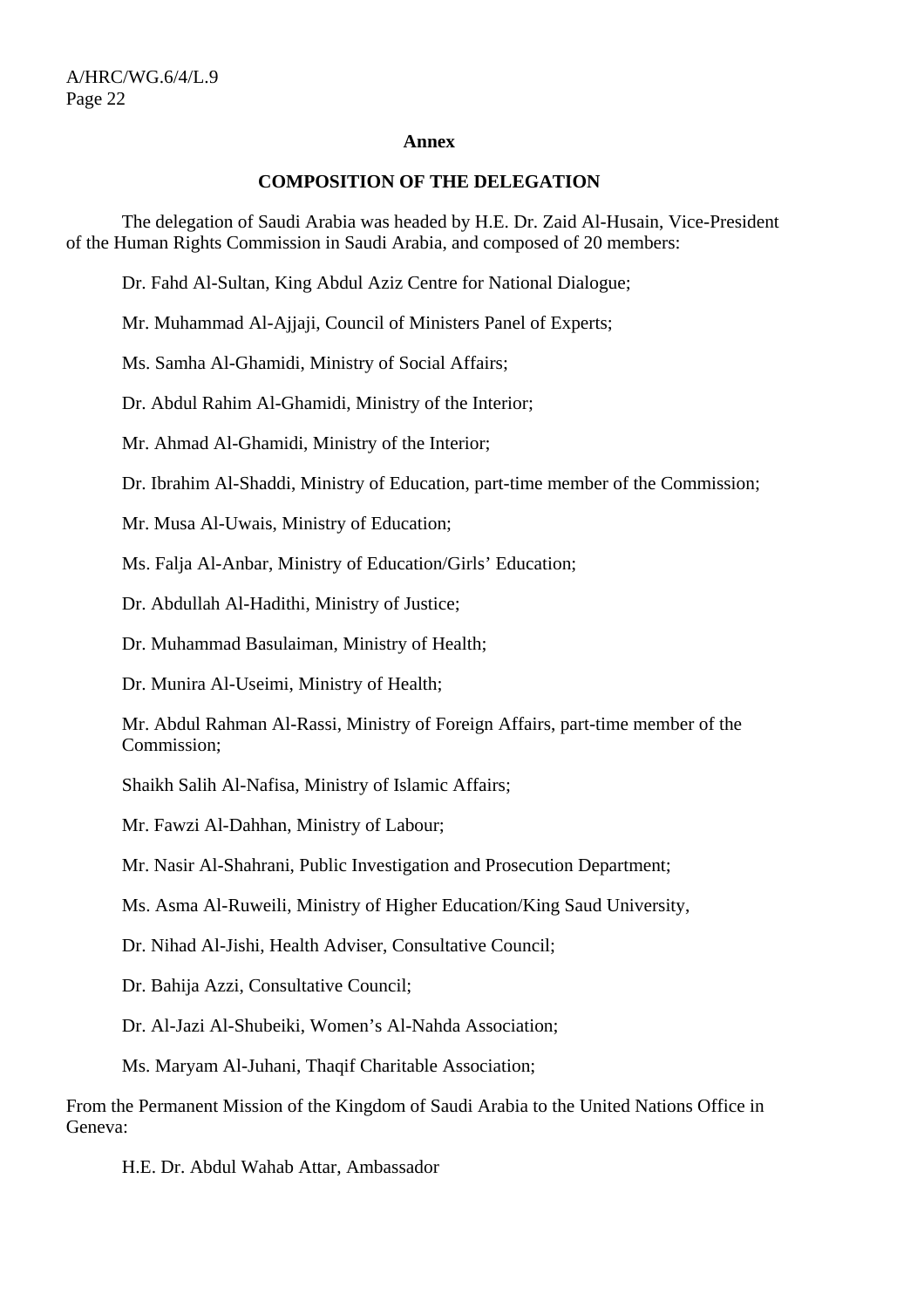**Annex**

**COMPOSITION OF THE DELEGATION**

The delegation of Saudi Arabia was headed by H.E. Dr. Zaid Al-Husain, Vice-President of the Human Rights Commission in Saudi Arabia, and composed of 20 members:

Dr. Fahd Al-Sultan, King Abdul Aziz Centre for National Dialogue;

Mr. Muhammad Al-Ajjaji, Council of Ministers Panel of Experts;

Ms. Samha Al-Ghamidi, Ministry of Social Affairs;

Dr. Abdul Rahim Al-Ghamidi, Ministry of the Interior;

Mr. Ahmad Al-Ghamidi, Ministry of the Interior;

Dr. Ibrahim Al-Shaddi, Ministry of Education, part-time member of the Commission;

Mr. Musa Al-Uwais, Ministry of Education;

Ms. Falja Al-Anbar, Ministry of Education/Girls' Education;

Dr. Abdullah Al-Hadithi, Ministry of Justice;

Dr. Muhammad Basulaiman, Ministry of Health;

Dr. Munira Al-Useimi, Ministry of Health;

Mr. Abdul Rahman Al-Rassi, Ministry of Foreign Affairs, part-time member of the Commission;

Shaikh Salih Al-Nafisa, Ministry of Islamic Affairs;

Mr. Fawzi Al-Dahhan, Ministry of Labour;

Mr. Nasir Al-Shahrani, Public Investigation and Prosecution Department;

Ms. Asma Al-Ruweili, Ministry of Higher Education/King Saud University,

Dr. Nihad Al-Jishi, Health Adviser, Consultative Council;

Dr. Bahija Azzi, Consultative Council;

Dr. Al-Jazi Al-Shubeiki, Women's Al-Nahda Association;

Ms. Maryam Al-Juhani, Thaqif Charitable Association;

From the Permanent Mission of the Kingdom of Saudi Arabia to the United Nations Office in Geneva:

H.E. Dr. Abdul Wahab Attar, Ambassador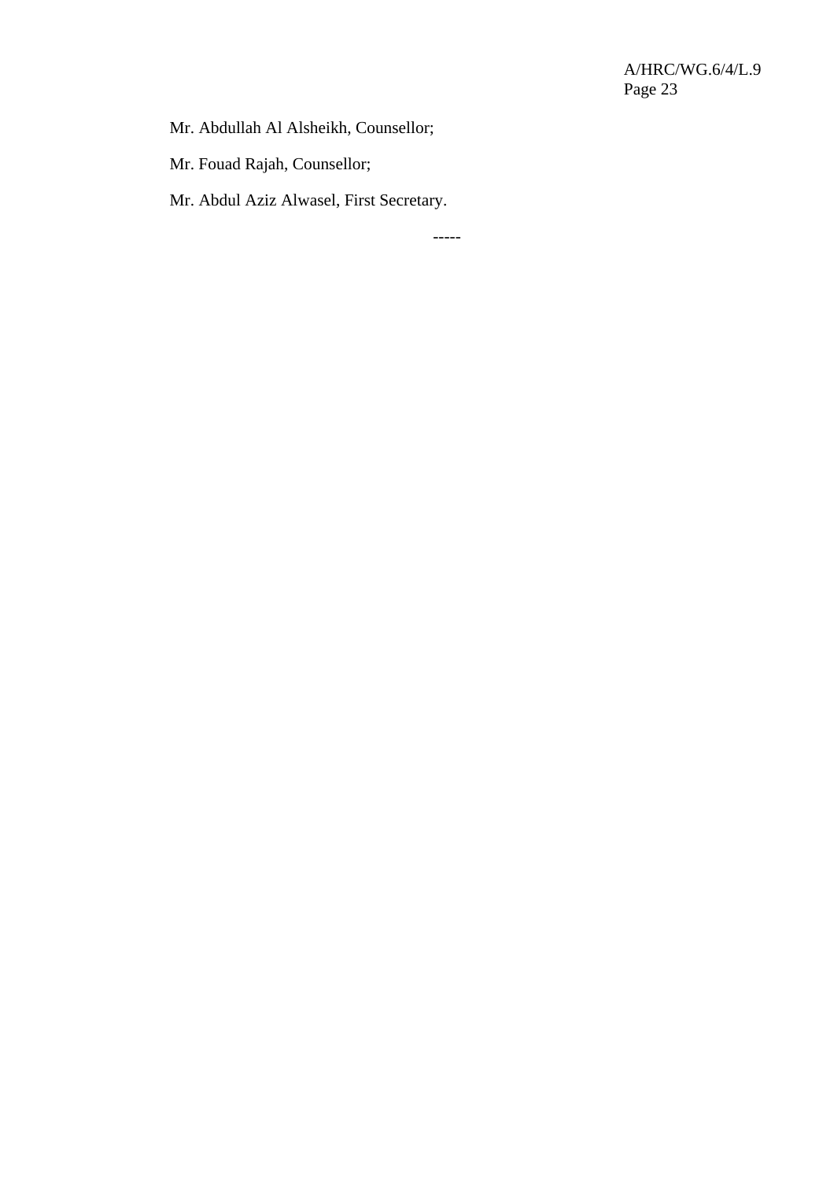Mr. Abdullah Al Alsheikh, Counsellor;

Mr. Fouad Rajah, Counsellor;

Mr. Abdul Aziz Alwasel, First Secretary.

-----